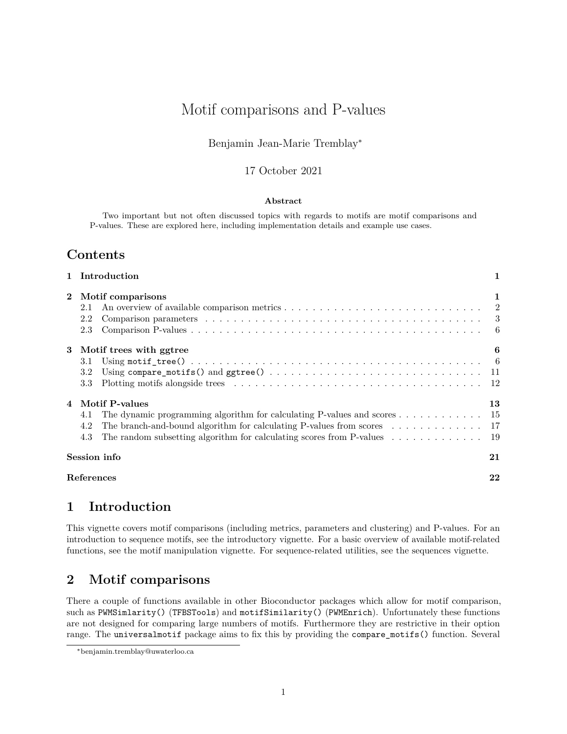# Motif comparisons and P-values

Benjamin Jean-Marie Tremblay[*]

17 October 2021

**Abstract**

Two important but not often discussed topics with regards to motifs are motif comparisons and P-values. These are explored here, including implementation details and example use cases.

## Contents

- 1 Introduction — 1
- 2 Motif comparisons — 1
  - 2.1 An overview of available comparison metrics — 2
  - 2.2 Comparison parameters — 3
  - 2.3 Comparison P-values — 6
- 3 Motif trees with ggtree — 6
  - 3.1 Using `motif_tree()` — 6
  - 3.2 Using `compare_motifs()` and `ggtree()` — 11
  - 3.3 Plotting motifs alongside trees — 12
- 4 Motif P-values — 13
  - 4.1 The dynamic programming algorithm for calculating P-values and scores — 15
  - 4.2 The branch-and-bound algorithm for calculating P-values from scores — 17
  - 4.3 The random subsetting algorithm for calculating scores from P-values — 19
- Session info — 21
- References — 22

## 1 Introduction

This vignette covers motif comparisons (including metrics, parameters and clustering) and P-values. For an introduction to sequence motifs, see the introductory vignette. For a basic overview of available motif-related functions, see the motif manipulation vignette. For sequence-related utilities, see the sequences vignette.

## 2 Motif comparisons

There a couple of functions available in other Bioconductor packages which allow for motif comparison, such as `PWMSimlarity()` (`TFBSTools`) and `motifSimilarity()` (`PWMEnrich`). Unfortunately these functions are not designed for comparing large numbers of motifs. Furthermore they are restrictive in their option range. The `universalmotif` package aims to fix this by providing the `compare_motifs()` function. Several

[*] benjamin.tremblay@uwaterloo.ca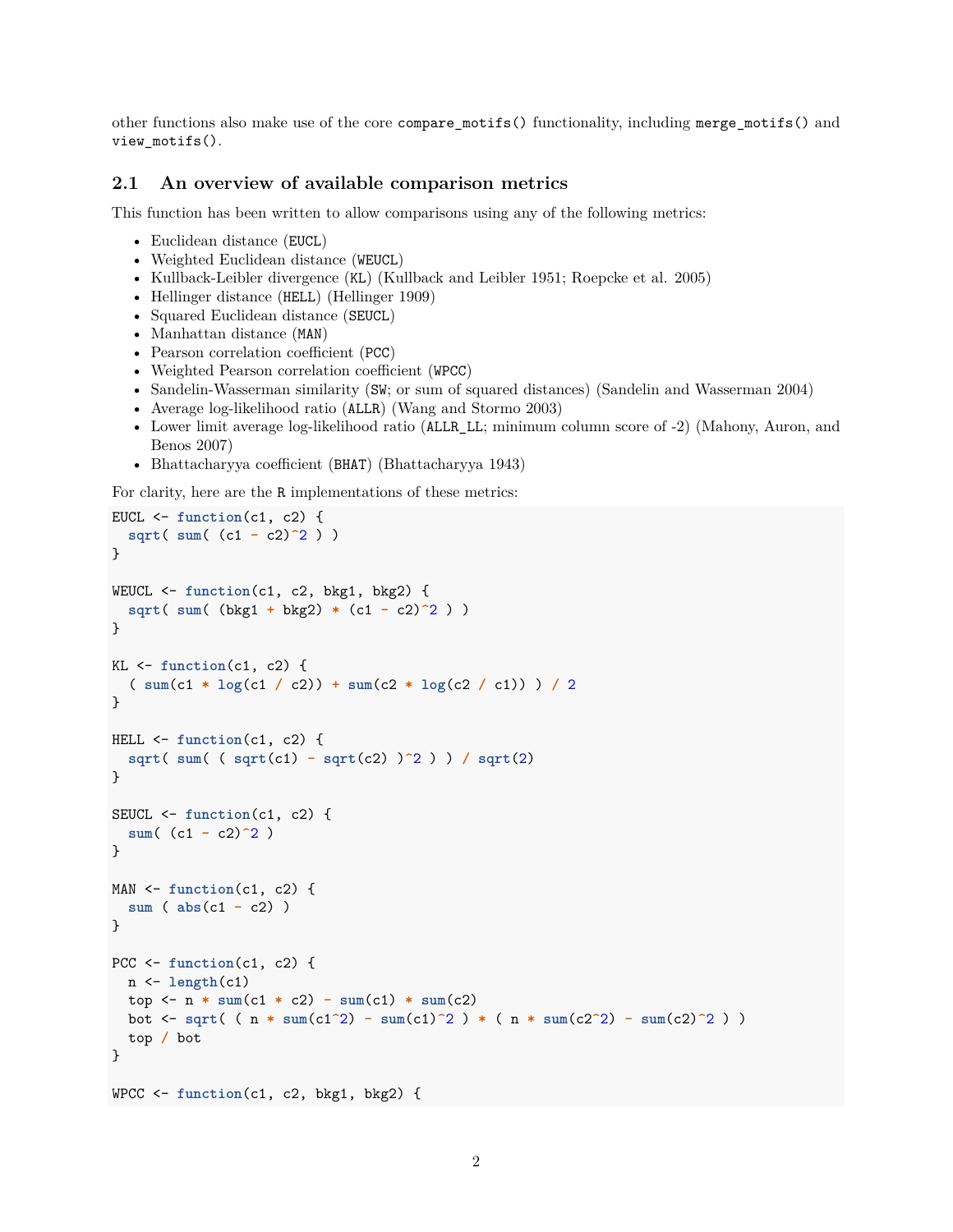other functions also make use of the core `compare_motifs()` functionality, including `merge_motifs()` and `view_motifs()`.

## 2.1 An overview of available comparison metrics

This function has been written to allow comparisons using any of the following metrics:

- Euclidean distance (`EUCL`)
- Weighted Euclidean distance (`WEUCL`)
- Kullback-Leibler divergence (`KL`) (Kullback and Leibler 1951; Roepcke et al. 2005)
- Hellinger distance (`HELL`) (Hellinger 1909)
- Squared Euclidean distance (`SEUCL`)
- Manhattan distance (`MAN`)
- Pearson correlation coefficient (`PCC`)
- Weighted Pearson correlation coefficient (`WPCC`)
- Sandelin-Wasserman similarity (`SW`; or sum of squared distances) (Sandelin and Wasserman 2004)
- Average log-likelihood ratio (`ALLR`) (Wang and Stormo 2003)
- Lower limit average log-likelihood ratio (`ALLR_LL`; minimum column score of -2) (Mahony, Auron, and Benos 2007)
- Bhattacharyya coefficient (`BHAT`) (Bhattacharyya 1943)

For clarity, here are the `R` implementations of these metrics:

```
EUCL <- function(c1, c2) {
  sqrt( sum( (c1 - c2)^2 ) )
}

WEUCL <- function(c1, c2, bkg1, bkg2) {
  sqrt( sum( (bkg1 + bkg2) * (c1 - c2)^2 ) )
}

KL <- function(c1, c2) {
  ( sum(c1 * log(c1 / c2)) + sum(c2 * log(c2 / c1)) ) / 2
}

HELL <- function(c1, c2) {
  sqrt( sum( ( sqrt(c1) - sqrt(c2) )^2 ) ) / sqrt(2)
}

SEUCL <- function(c1, c2) {
  sum( (c1 - c2)^2 )
}

MAN <- function(c1, c2) {
  sum ( abs(c1 - c2) )
}

PCC <- function(c1, c2) {
  n <- length(c1)
  top <- n * sum(c1 * c2) - sum(c1) * sum(c2)
  bot <- sqrt( ( n * sum(c1^2) - sum(c1)^2 ) * ( n * sum(c2^2) - sum(c2)^2 ) )
  top / bot
}

WPCC <- function(c1, c2, bkg1, bkg2) {
```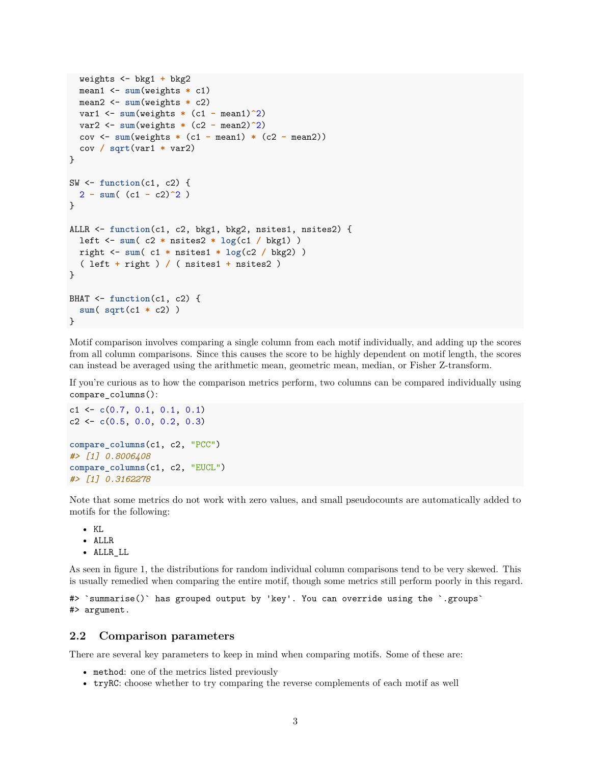```r
  weights <- bkg1 + bkg2
  mean1 <- sum(weights * c1)
  mean2 <- sum(weights * c2)
  var1 <- sum(weights * (c1 - mean1)^2)
  var2 <- sum(weights * (c2 - mean2)^2)
  cov <- sum(weights * (c1 - mean1) * (c2 - mean2))
  cov / sqrt(var1 * var2)
}

SW <- function(c1, c2) {
  2 - sum( (c1 - c2)^2 )
}

ALLR <- function(c1, c2, bkg1, bkg2, nsites1, nsites2) {
  left <- sum( c2 * nsites2 * log(c1 / bkg1) )
  right <- sum( c1 * nsites1 * log(c2 / bkg2) )
  ( left + right ) / ( nsites1 + nsites2 )
}

BHAT <- function(c1, c2) {
  sum( sqrt(c1 * c2) )
}
```

Motif comparison involves comparing a single column from each motif individually, and adding up the scores from all column comparisons. Since this causes the score to be highly dependent on motif length, the scores can instead be averaged using the arithmetic mean, geometric mean, median, or Fisher Z-transform.

If you're curious as to how the comparison metrics perform, two columns can be compared individually using `compare_columns()`:

```r
c1 <- c(0.7, 0.1, 0.1, 0.1)
c2 <- c(0.5, 0.0, 0.2, 0.3)

compare_columns(c1, c2, "PCC")
#> [1] 0.8006408
compare_columns(c1, c2, "EUCL")
#> [1] 0.3162278
```

Note that some metrics do not work with zero values, and small pseudocounts are automatically added to motifs for the following:

- KL
- ALLR
- ALLR_LL

As seen in figure 1, the distributions for random individual column comparisons tend to be very skewed. This is usually remedied when comparing the entire motif, though some metrics still perform poorly in this regard.

```
#> `summarise()` has grouped output by 'key'. You can override using the `.groups`
#> argument.
```

## 2.2 Comparison parameters

There are several key parameters to keep in mind when comparing motifs. Some of these are:

- `method`: one of the metrics listed previously
- `tryRC`: choose whether to try comparing the reverse complements of each motif as well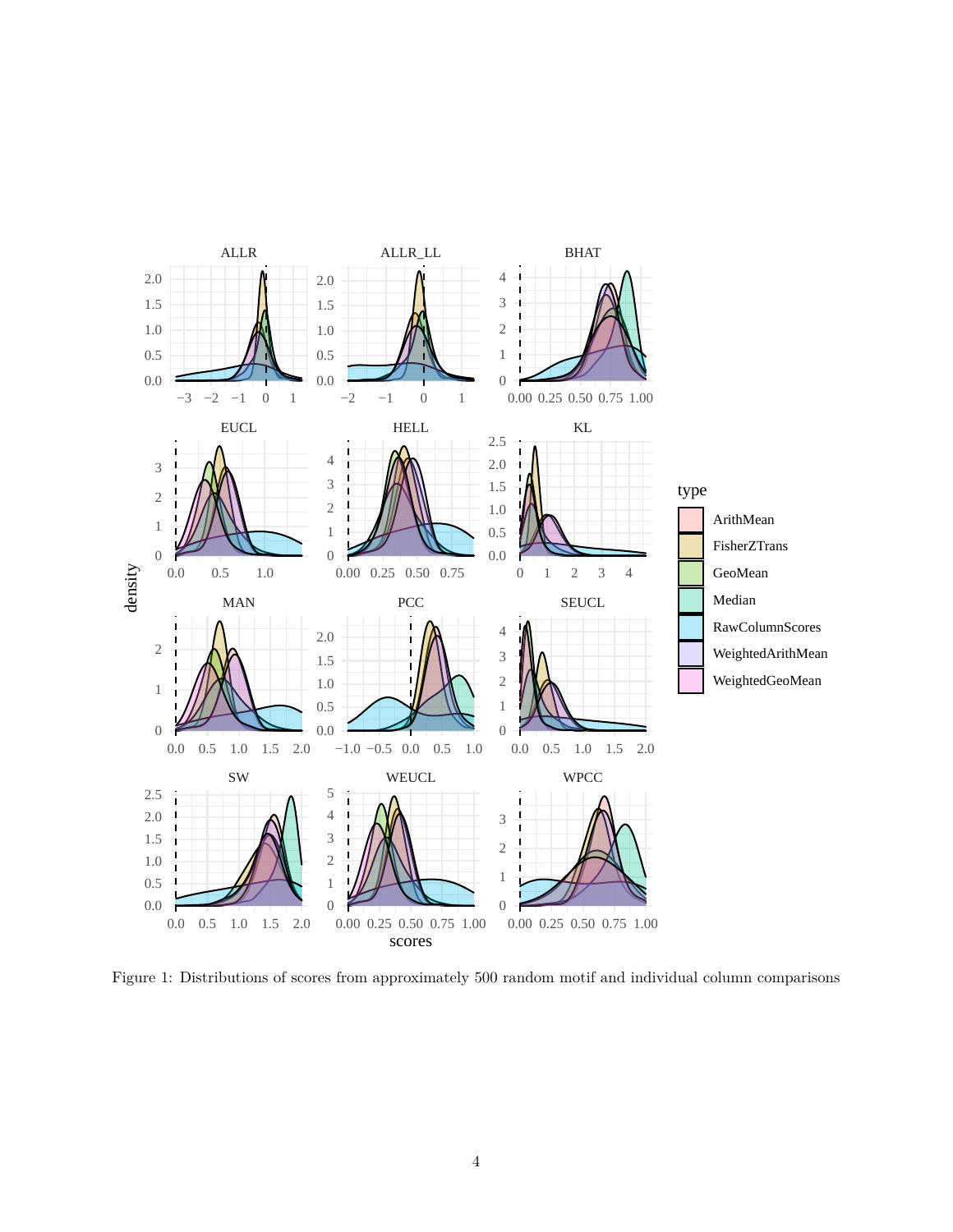Figure 1: Distributions of scores from approximately 500 random motif and individual column comparisons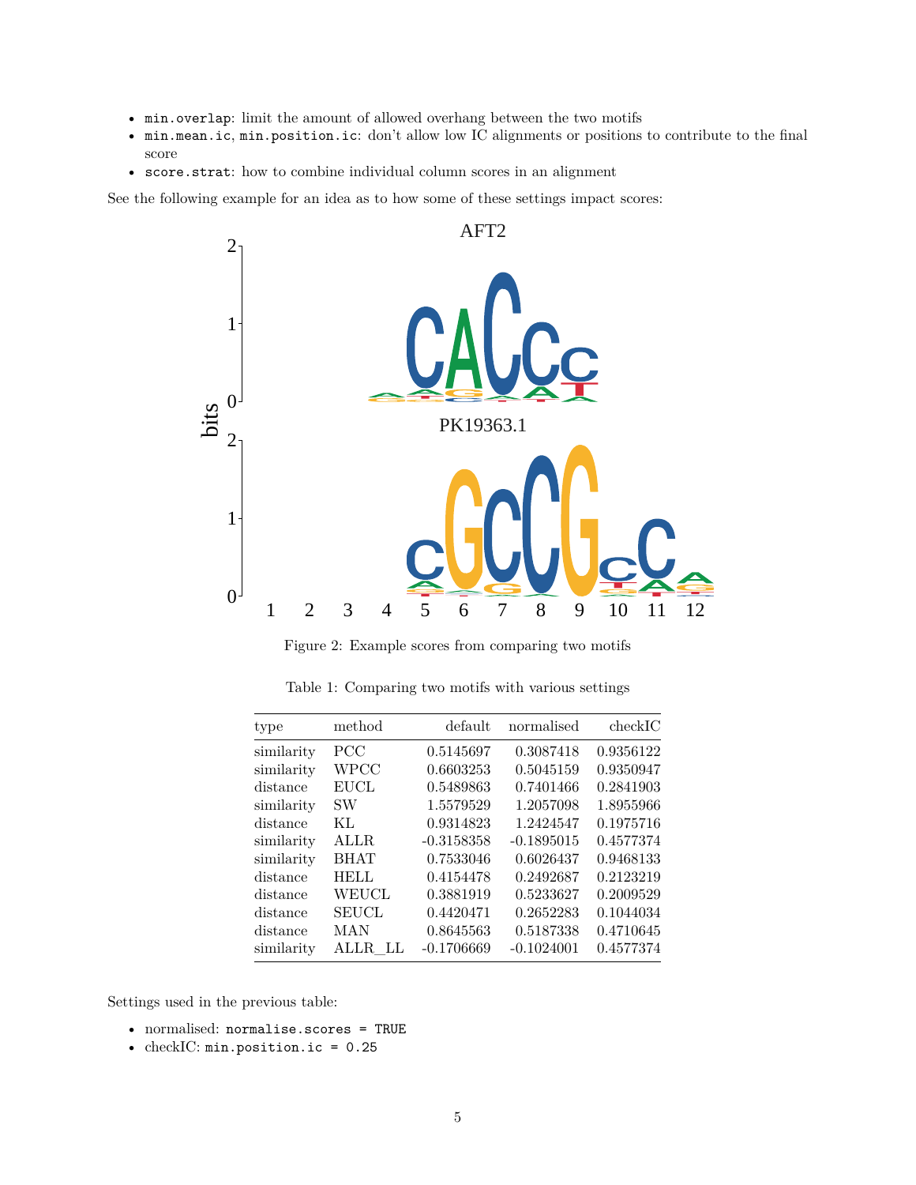- `min.overlap`: limit the amount of allowed overhang between the two motifs
- `min.mean.ic`, `min.position.ic`: don't allow low IC alignments or positions to contribute to the final score
- `score.strat`: how to combine individual column scores in an alignment

See the following example for an idea as to how some of these settings impact scores:

Figure 2: Example scores from comparing two motifs

Table 1: Comparing two motifs with various settings

| type | method | default | normalised | checkIC |
|---|---|---|---|---|
| similarity | PCC | 0.5145697 | 0.3087418 | 0.9356122 |
| similarity | WPCC | 0.6603253 | 0.5045159 | 0.9350947 |
| distance | EUCL | 0.5489863 | 0.7401466 | 0.2841903 |
| similarity | SW | 1.5579529 | 1.2057098 | 1.8955966 |
| distance | KL | 0.9314823 | 1.2424547 | 0.1975716 |
| similarity | ALLR | -0.3158358 | -0.1895015 | 0.4577374 |
| similarity | BHAT | 0.7533046 | 0.6026437 | 0.9468133 |
| distance | HELL | 0.4154478 | 0.2492687 | 0.2123219 |
| distance | WEUCL | 0.3881919 | 0.5233627 | 0.2009529 |
| distance | SEUCL | 0.4420471 | 0.2652283 | 0.1044034 |
| distance | MAN | 0.8645563 | 0.5187338 | 0.4710645 |
| similarity | ALLR_LL | -0.1706669 | -0.1024001 | 0.4577374 |

Settings used in the previous table:

- normalised: `normalise.scores = TRUE`
- checkIC: `min.position.ic = 0.25`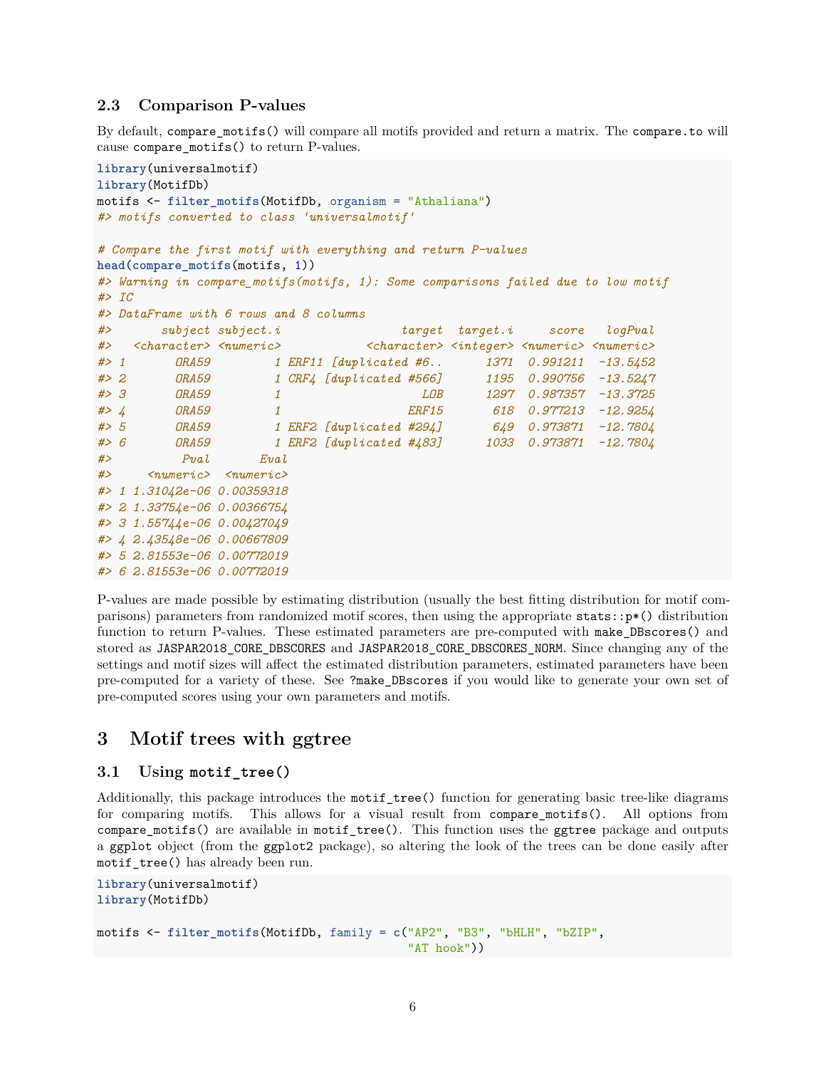### 2.3 Comparison P-values

By default, `compare_motifs()` will compare all motifs provided and return a matrix. The `compare.to` will cause `compare_motifs()` to return P-values.

```
library(universalmotif)
library(MotifDb)
motifs <- filter_motifs(MotifDb, organism = "Athaliana")
#> motifs converted to class 'universalmotif'

# Compare the first motif with everything and return P-values
head(compare_motifs(motifs, 1))
#> Warning in compare_motifs(motifs, 1): Some comparisons failed due to low motif
#> IC
#> DataFrame with 6 rows and 8 columns
#>       subject subject.i                 target  target.i     score   logPval
#>   <character> <numeric>            <character> <integer> <numeric> <numeric>
#> 1       ORA59         1 ERF11 [duplicated #6..      1371  0.991211  -13.5452
#> 2       ORA59         1 CRF4 [duplicated #566]      1195  0.990756  -13.5247
#> 3       ORA59         1                    LOB      1297  0.987357  -13.3725
#> 4       ORA59         1                  ERF15       618  0.977213  -12.9254
#> 5       ORA59         1 ERF2 [duplicated #294]       649  0.973871  -12.7804
#> 6       ORA59         1 ERF2 [duplicated #483]      1033  0.973871  -12.7804
#>          Pval       Eval
#>     <numeric>  <numeric>
#> 1 1.31042e-06 0.00359318
#> 2 1.33754e-06 0.00366754
#> 3 1.55744e-06 0.00427049
#> 4 2.43548e-06 0.00667809
#> 5 2.81553e-06 0.00772019
#> 6 2.81553e-06 0.00772019
```

P-values are made possible by estimating distribution (usually the best fitting distribution for motif comparisons) parameters from randomized motif scores, then using the appropriate `stats::p*()` distribution function to return P-values. These estimated parameters are pre-computed with `make_DBscores()` and stored as `JASPAR2018_CORE_DBSCORES` and `JASPAR2018_CORE_DBSCORES_NORM`. Since changing any of the settings and motif sizes will affect the estimated distribution parameters, estimated parameters have been pre-computed for a variety of these. See `?make_DBscores` if you would like to generate your own set of pre-computed scores using your own parameters and motifs.

# 3 Motif trees with ggtree

### 3.1 Using `motif_tree()`

Additionally, this package introduces the `motif_tree()` function for generating basic tree-like diagrams for comparing motifs. This allows for a visual result from `compare_motifs()`. All options from `compare_motifs()` are available in `motif_tree()`. This function uses the `ggtree` package and outputs a `ggplot` object (from the `ggplot2` package), so altering the look of the trees can be done easily after `motif_tree()` has already been run.

```
library(universalmotif)
library(MotifDb)

motifs <- filter_motifs(MotifDb, family = c("AP2", "B3", "bHLH", "bZIP",
                                            "AT hook"))
```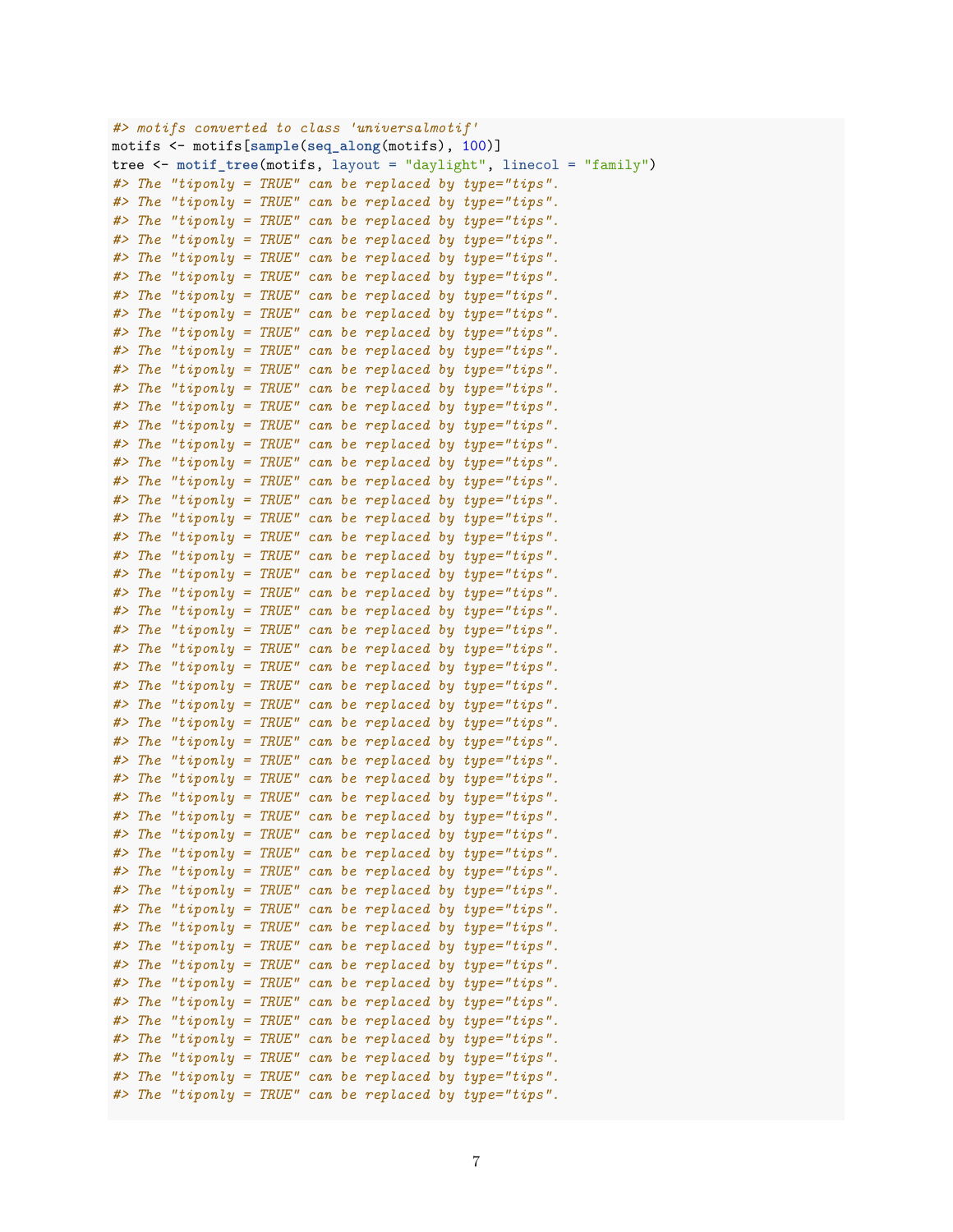```
#> motifs converted to class 'universalmotif'
motifs <- motifs[sample(seq_along(motifs), 100)]
tree <- motif_tree(motifs, layout = "daylight", linecol = "family")
#> The "tiponly = TRUE" can be replaced by type="tips".
#> The "tiponly = TRUE" can be replaced by type="tips".
#> The "tiponly = TRUE" can be replaced by type="tips".
#> The "tiponly = TRUE" can be replaced by type="tips".
#> The "tiponly = TRUE" can be replaced by type="tips".
#> The "tiponly = TRUE" can be replaced by type="tips".
#> The "tiponly = TRUE" can be replaced by type="tips".
#> The "tiponly = TRUE" can be replaced by type="tips".
#> The "tiponly = TRUE" can be replaced by type="tips".
#> The "tiponly = TRUE" can be replaced by type="tips".
#> The "tiponly = TRUE" can be replaced by type="tips".
#> The "tiponly = TRUE" can be replaced by type="tips".
#> The "tiponly = TRUE" can be replaced by type="tips".
#> The "tiponly = TRUE" can be replaced by type="tips".
#> The "tiponly = TRUE" can be replaced by type="tips".
#> The "tiponly = TRUE" can be replaced by type="tips".
#> The "tiponly = TRUE" can be replaced by type="tips".
#> The "tiponly = TRUE" can be replaced by type="tips".
#> The "tiponly = TRUE" can be replaced by type="tips".
#> The "tiponly = TRUE" can be replaced by type="tips".
#> The "tiponly = TRUE" can be replaced by type="tips".
#> The "tiponly = TRUE" can be replaced by type="tips".
#> The "tiponly = TRUE" can be replaced by type="tips".
#> The "tiponly = TRUE" can be replaced by type="tips".
#> The "tiponly = TRUE" can be replaced by type="tips".
#> The "tiponly = TRUE" can be replaced by type="tips".
#> The "tiponly = TRUE" can be replaced by type="tips".
#> The "tiponly = TRUE" can be replaced by type="tips".
#> The "tiponly = TRUE" can be replaced by type="tips".
#> The "tiponly = TRUE" can be replaced by type="tips".
#> The "tiponly = TRUE" can be replaced by type="tips".
#> The "tiponly = TRUE" can be replaced by type="tips".
#> The "tiponly = TRUE" can be replaced by type="tips".
#> The "tiponly = TRUE" can be replaced by type="tips".
#> The "tiponly = TRUE" can be replaced by type="tips".
#> The "tiponly = TRUE" can be replaced by type="tips".
#> The "tiponly = TRUE" can be replaced by type="tips".
#> The "tiponly = TRUE" can be replaced by type="tips".
#> The "tiponly = TRUE" can be replaced by type="tips".
#> The "tiponly = TRUE" can be replaced by type="tips".
#> The "tiponly = TRUE" can be replaced by type="tips".
#> The "tiponly = TRUE" can be replaced by type="tips".
#> The "tiponly = TRUE" can be replaced by type="tips".
#> The "tiponly = TRUE" can be replaced by type="tips".
#> The "tiponly = TRUE" can be replaced by type="tips".
#> The "tiponly = TRUE" can be replaced by type="tips".
#> The "tiponly = TRUE" can be replaced by type="tips".
#> The "tiponly = TRUE" can be replaced by type="tips".
#> The "tiponly = TRUE" can be replaced by type="tips".
#> The "tiponly = TRUE" can be replaced by type="tips".
```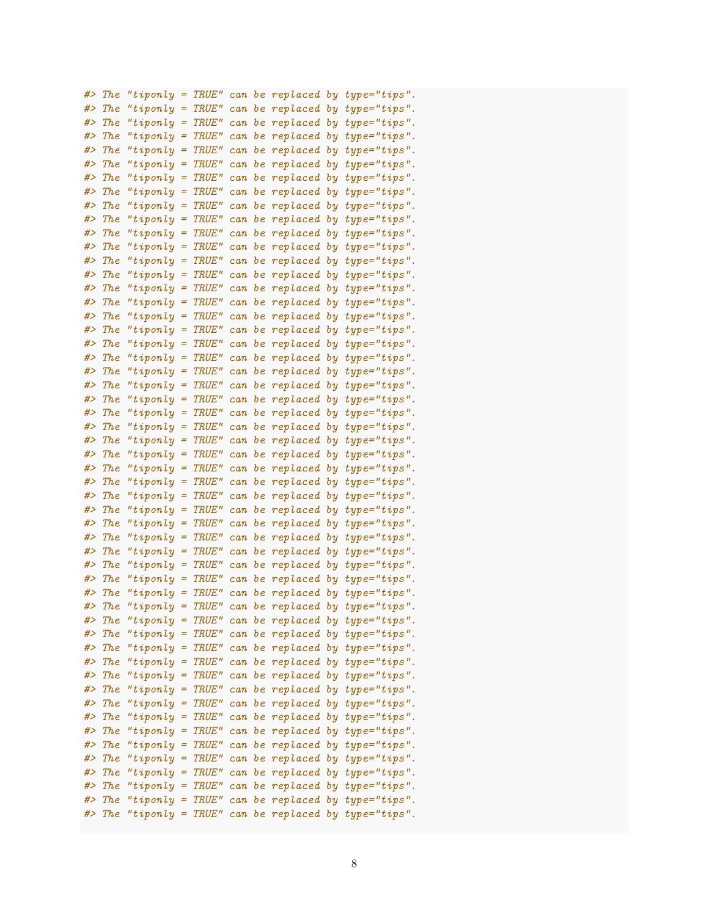```
#> The "tiponly = TRUE" can be replaced by type="tips".
#> The "tiponly = TRUE" can be replaced by type="tips".
#> The "tiponly = TRUE" can be replaced by type="tips".
#> The "tiponly = TRUE" can be replaced by type="tips".
#> The "tiponly = TRUE" can be replaced by type="tips".
#> The "tiponly = TRUE" can be replaced by type="tips".
#> The "tiponly = TRUE" can be replaced by type="tips".
#> The "tiponly = TRUE" can be replaced by type="tips".
#> The "tiponly = TRUE" can be replaced by type="tips".
#> The "tiponly = TRUE" can be replaced by type="tips".
#> The "tiponly = TRUE" can be replaced by type="tips".
#> The "tiponly = TRUE" can be replaced by type="tips".
#> The "tiponly = TRUE" can be replaced by type="tips".
#> The "tiponly = TRUE" can be replaced by type="tips".
#> The "tiponly = TRUE" can be replaced by type="tips".
#> The "tiponly = TRUE" can be replaced by type="tips".
#> The "tiponly = TRUE" can be replaced by type="tips".
#> The "tiponly = TRUE" can be replaced by type="tips".
#> The "tiponly = TRUE" can be replaced by type="tips".
#> The "tiponly = TRUE" can be replaced by type="tips".
#> The "tiponly = TRUE" can be replaced by type="tips".
#> The "tiponly = TRUE" can be replaced by type="tips".
#> The "tiponly = TRUE" can be replaced by type="tips".
#> The "tiponly = TRUE" can be replaced by type="tips".
#> The "tiponly = TRUE" can be replaced by type="tips".
#> The "tiponly = TRUE" can be replaced by type="tips".
#> The "tiponly = TRUE" can be replaced by type="tips".
#> The "tiponly = TRUE" can be replaced by type="tips".
#> The "tiponly = TRUE" can be replaced by type="tips".
#> The "tiponly = TRUE" can be replaced by type="tips".
#> The "tiponly = TRUE" can be replaced by type="tips".
#> The "tiponly = TRUE" can be replaced by type="tips".
#> The "tiponly = TRUE" can be replaced by type="tips".
#> The "tiponly = TRUE" can be replaced by type="tips".
#> The "tiponly = TRUE" can be replaced by type="tips".
#> The "tiponly = TRUE" can be replaced by type="tips".
#> The "tiponly = TRUE" can be replaced by type="tips".
#> The "tiponly = TRUE" can be replaced by type="tips".
#> The "tiponly = TRUE" can be replaced by type="tips".
#> The "tiponly = TRUE" can be replaced by type="tips".
#> The "tiponly = TRUE" can be replaced by type="tips".
#> The "tiponly = TRUE" can be replaced by type="tips".
#> The "tiponly = TRUE" can be replaced by type="tips".
#> The "tiponly = TRUE" can be replaced by type="tips".
#> The "tiponly = TRUE" can be replaced by type="tips".
#> The "tiponly = TRUE" can be replaced by type="tips".
#> The "tiponly = TRUE" can be replaced by type="tips".
#> The "tiponly = TRUE" can be replaced by type="tips".
#> The "tiponly = TRUE" can be replaced by type="tips".
#> The "tiponly = TRUE" can be replaced by type="tips".
#> The "tiponly = TRUE" can be replaced by type="tips".
#> The "tiponly = TRUE" can be replaced by type="tips".
#> The "tiponly = TRUE" can be replaced by type="tips".
```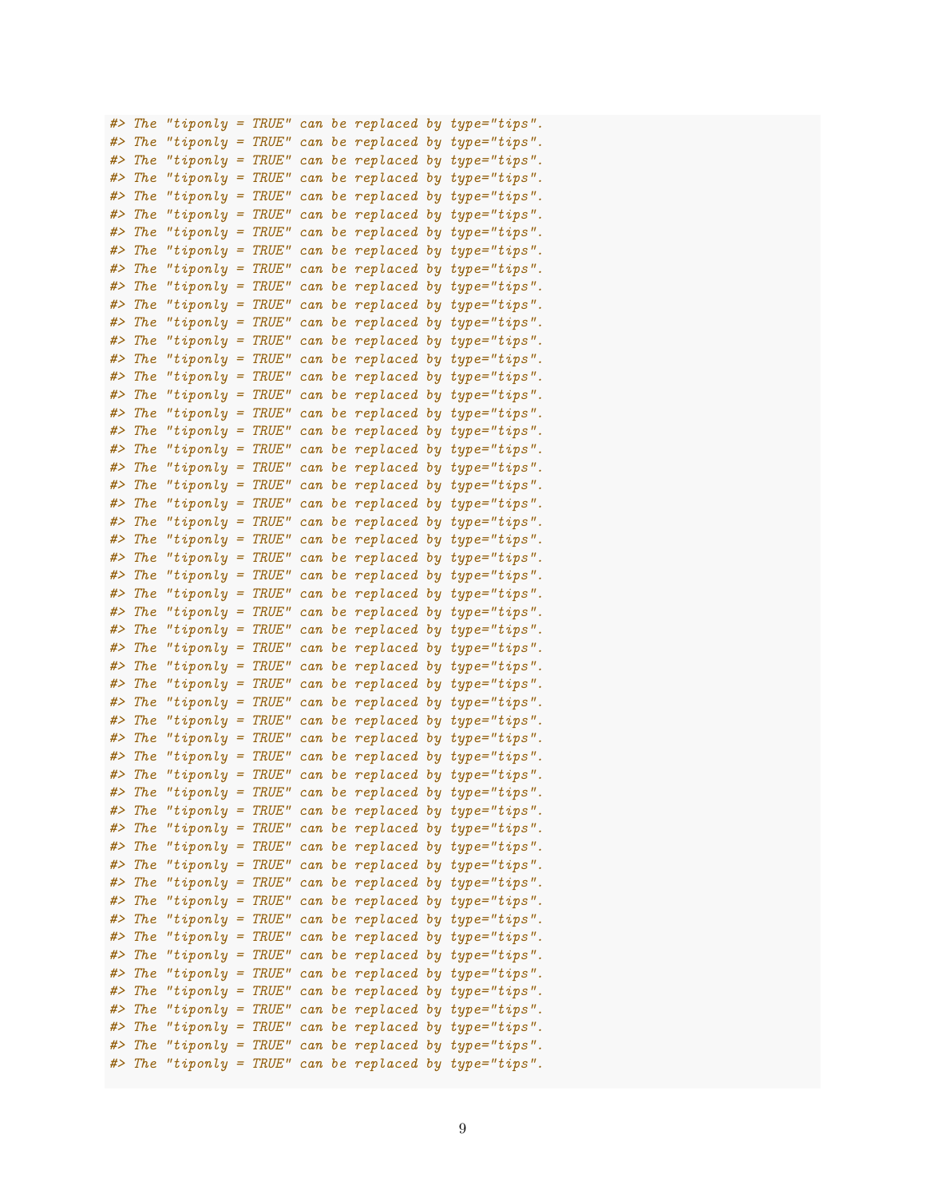```
#> The "tiponly = TRUE" can be replaced by type="tips".
#> The "tiponly = TRUE" can be replaced by type="tips".
#> The "tiponly = TRUE" can be replaced by type="tips".
#> The "tiponly = TRUE" can be replaced by type="tips".
#> The "tiponly = TRUE" can be replaced by type="tips".
#> The "tiponly = TRUE" can be replaced by type="tips".
#> The "tiponly = TRUE" can be replaced by type="tips".
#> The "tiponly = TRUE" can be replaced by type="tips".
#> The "tiponly = TRUE" can be replaced by type="tips".
#> The "tiponly = TRUE" can be replaced by type="tips".
#> The "tiponly = TRUE" can be replaced by type="tips".
#> The "tiponly = TRUE" can be replaced by type="tips".
#> The "tiponly = TRUE" can be replaced by type="tips".
#> The "tiponly = TRUE" can be replaced by type="tips".
#> The "tiponly = TRUE" can be replaced by type="tips".
#> The "tiponly = TRUE" can be replaced by type="tips".
#> The "tiponly = TRUE" can be replaced by type="tips".
#> The "tiponly = TRUE" can be replaced by type="tips".
#> The "tiponly = TRUE" can be replaced by type="tips".
#> The "tiponly = TRUE" can be replaced by type="tips".
#> The "tiponly = TRUE" can be replaced by type="tips".
#> The "tiponly = TRUE" can be replaced by type="tips".
#> The "tiponly = TRUE" can be replaced by type="tips".
#> The "tiponly = TRUE" can be replaced by type="tips".
#> The "tiponly = TRUE" can be replaced by type="tips".
#> The "tiponly = TRUE" can be replaced by type="tips".
#> The "tiponly = TRUE" can be replaced by type="tips".
#> The "tiponly = TRUE" can be replaced by type="tips".
#> The "tiponly = TRUE" can be replaced by type="tips".
#> The "tiponly = TRUE" can be replaced by type="tips".
#> The "tiponly = TRUE" can be replaced by type="tips".
#> The "tiponly = TRUE" can be replaced by type="tips".
#> The "tiponly = TRUE" can be replaced by type="tips".
#> The "tiponly = TRUE" can be replaced by type="tips".
#> The "tiponly = TRUE" can be replaced by type="tips".
#> The "tiponly = TRUE" can be replaced by type="tips".
#> The "tiponly = TRUE" can be replaced by type="tips".
#> The "tiponly = TRUE" can be replaced by type="tips".
#> The "tiponly = TRUE" can be replaced by type="tips".
#> The "tiponly = TRUE" can be replaced by type="tips".
#> The "tiponly = TRUE" can be replaced by type="tips".
#> The "tiponly = TRUE" can be replaced by type="tips".
#> The "tiponly = TRUE" can be replaced by type="tips".
#> The "tiponly = TRUE" can be replaced by type="tips".
#> The "tiponly = TRUE" can be replaced by type="tips".
#> The "tiponly = TRUE" can be replaced by type="tips".
#> The "tiponly = TRUE" can be replaced by type="tips".
#> The "tiponly = TRUE" can be replaced by type="tips".
#> The "tiponly = TRUE" can be replaced by type="tips".
#> The "tiponly = TRUE" can be replaced by type="tips".
#> The "tiponly = TRUE" can be replaced by type="tips".
#> The "tiponly = TRUE" can be replaced by type="tips".
#> The "tiponly = TRUE" can be replaced by type="tips".
```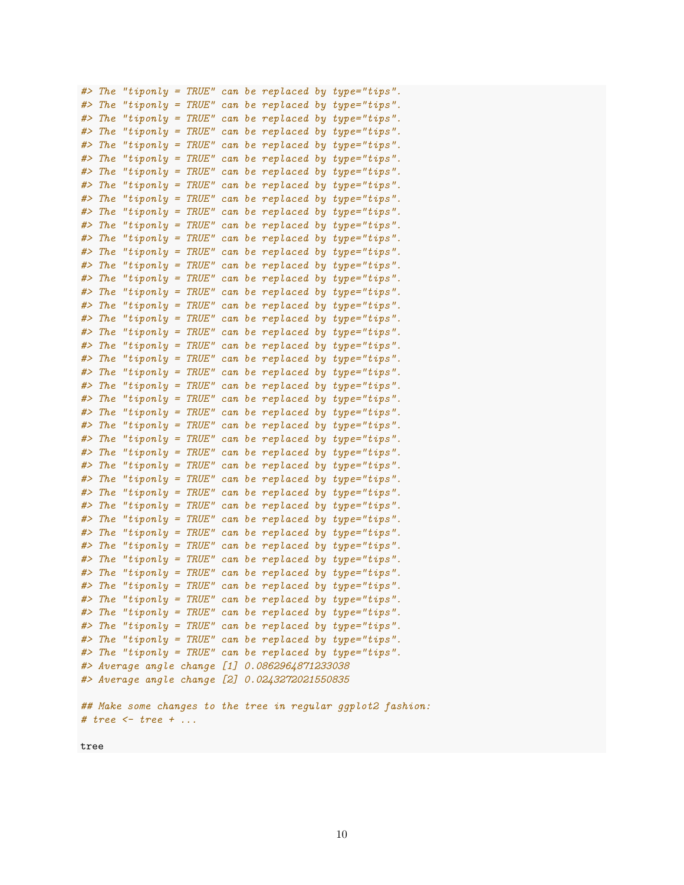```
#> The "tiponly = TRUE" can be replaced by type="tips".
#> The "tiponly = TRUE" can be replaced by type="tips".
#> The "tiponly = TRUE" can be replaced by type="tips".
#> The "tiponly = TRUE" can be replaced by type="tips".
#> The "tiponly = TRUE" can be replaced by type="tips".
#> The "tiponly = TRUE" can be replaced by type="tips".
#> The "tiponly = TRUE" can be replaced by type="tips".
#> The "tiponly = TRUE" can be replaced by type="tips".
#> The "tiponly = TRUE" can be replaced by type="tips".
#> The "tiponly = TRUE" can be replaced by type="tips".
#> The "tiponly = TRUE" can be replaced by type="tips".
#> The "tiponly = TRUE" can be replaced by type="tips".
#> The "tiponly = TRUE" can be replaced by type="tips".
#> The "tiponly = TRUE" can be replaced by type="tips".
#> The "tiponly = TRUE" can be replaced by type="tips".
#> The "tiponly = TRUE" can be replaced by type="tips".
#> The "tiponly = TRUE" can be replaced by type="tips".
#> The "tiponly = TRUE" can be replaced by type="tips".
#> The "tiponly = TRUE" can be replaced by type="tips".
#> The "tiponly = TRUE" can be replaced by type="tips".
#> The "tiponly = TRUE" can be replaced by type="tips".
#> The "tiponly = TRUE" can be replaced by type="tips".
#> The "tiponly = TRUE" can be replaced by type="tips".
#> The "tiponly = TRUE" can be replaced by type="tips".
#> The "tiponly = TRUE" can be replaced by type="tips".
#> The "tiponly = TRUE" can be replaced by type="tips".
#> The "tiponly = TRUE" can be replaced by type="tips".
#> The "tiponly = TRUE" can be replaced by type="tips".
#> The "tiponly = TRUE" can be replaced by type="tips".
#> The "tiponly = TRUE" can be replaced by type="tips".
#> The "tiponly = TRUE" can be replaced by type="tips".
#> The "tiponly = TRUE" can be replaced by type="tips".
#> The "tiponly = TRUE" can be replaced by type="tips".
#> The "tiponly = TRUE" can be replaced by type="tips".
#> The "tiponly = TRUE" can be replaced by type="tips".
#> The "tiponly = TRUE" can be replaced by type="tips".
#> The "tiponly = TRUE" can be replaced by type="tips".
#> The "tiponly = TRUE" can be replaced by type="tips".
#> The "tiponly = TRUE" can be replaced by type="tips".
#> The "tiponly = TRUE" can be replaced by type="tips".
#> The "tiponly = TRUE" can be replaced by type="tips".
#> The "tiponly = TRUE" can be replaced by type="tips".
#> The "tiponly = TRUE" can be replaced by type="tips".
#> Average angle change [1] 0.0862964871233038
#> Average angle change [2] 0.0243272021550835

## Make some changes to the tree in regular ggplot2 fashion:
# tree <- tree + ...

tree
```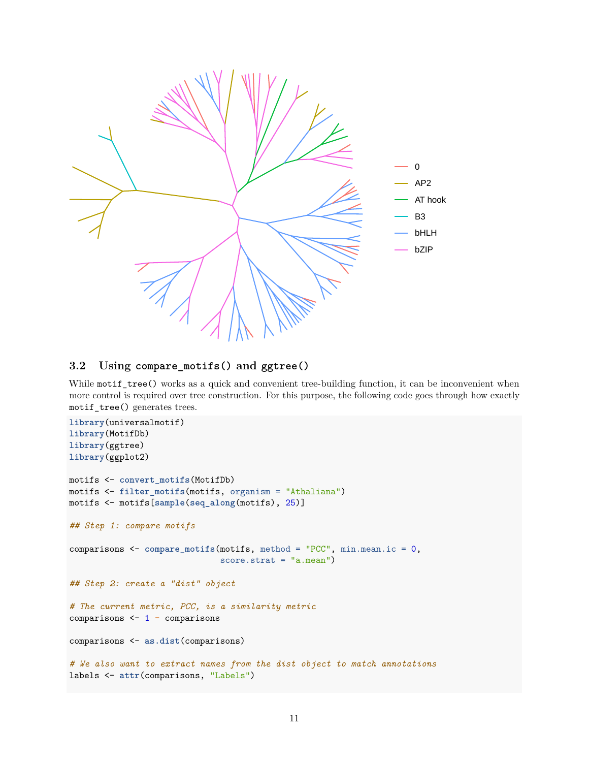### 3.2 Using `compare_motifs()` and `ggtree()`

While `motif_tree()` works as a quick and convenient tree-building function, it can be inconvenient when more control is required over tree construction. For this purpose, the following code goes through how exactly `motif_tree()` generates trees.

```
library(universalmotif)
library(MotifDb)
library(ggtree)
library(ggplot2)

motifs <- convert_motifs(MotifDb)
motifs <- filter_motifs(motifs, organism = "Athaliana")
motifs <- motifs[sample(seq_along(motifs), 25)]

## Step 1: compare motifs

comparisons <- compare_motifs(motifs, method = "PCC", min.mean.ic = 0,
                              score.strat = "a.mean")

## Step 2: create a "dist" object

# The current metric, PCC, is a similarity metric
comparisons <- 1 - comparisons

comparisons <- as.dist(comparisons)

# We also want to extract names from the dist object to match annotations
labels <- attr(comparisons, "Labels")
```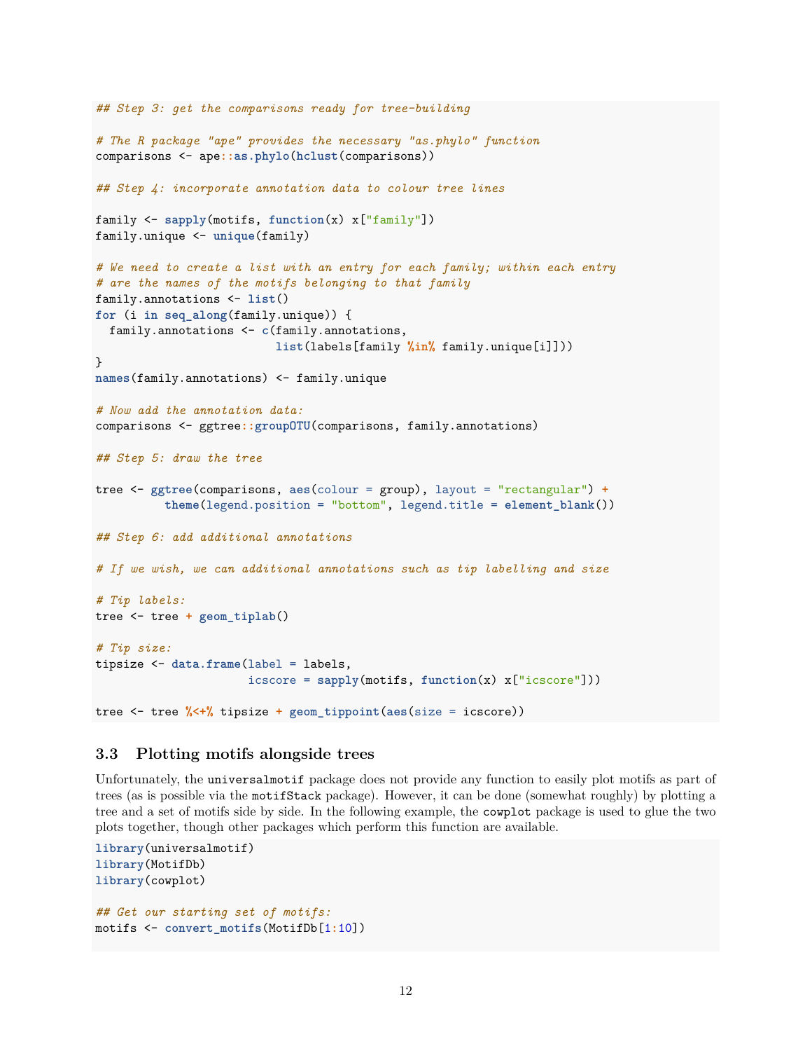```r
## Step 3: get the comparisons ready for tree-building

# The R package "ape" provides the necessary "as.phylo" function
comparisons <- ape::as.phylo(hclust(comparisons))

## Step 4: incorporate annotation data to colour tree lines

family <- sapply(motifs, function(x) x["family"])
family.unique <- unique(family)

# We need to create a list with an entry for each family; within each entry
# are the names of the motifs belonging to that family
family.annotations <- list()
for (i in seq_along(family.unique)) {
  family.annotations <- c(family.annotations,
                          list(labels[family %in% family.unique[i]]))
}
names(family.annotations) <- family.unique

# Now add the annotation data:
comparisons <- ggtree::groupOTU(comparisons, family.annotations)

## Step 5: draw the tree

tree <- ggtree(comparisons, aes(colour = group), layout = "rectangular") +
         theme(legend.position = "bottom", legend.title = element_blank())

## Step 6: add additional annotations

# If we wish, we can additional annotations such as tip labelling and size

# Tip labels:
tree <- tree + geom_tiplab()

# Tip size:
tipsize <- data.frame(label = labels,
                      icscore = sapply(motifs, function(x) x["icscore"]))

tree <- tree %<+% tipsize + geom_tippoint(aes(size = icscore))
```

### 3.3 Plotting motifs alongside trees

Unfortunately, the `universalmotif` package does not provide any function to easily plot motifs as part of trees (as is possible via the `motifStack` package). However, it can be done (somewhat roughly) by plotting a tree and a set of motifs side by side. In the following example, the `cowplot` package is used to glue the two plots together, though other packages which perform this function are available.

```r
library(universalmotif)
library(MotifDb)
library(cowplot)

## Get our starting set of motifs:
motifs <- convert_motifs(MotifDb[1:10])
```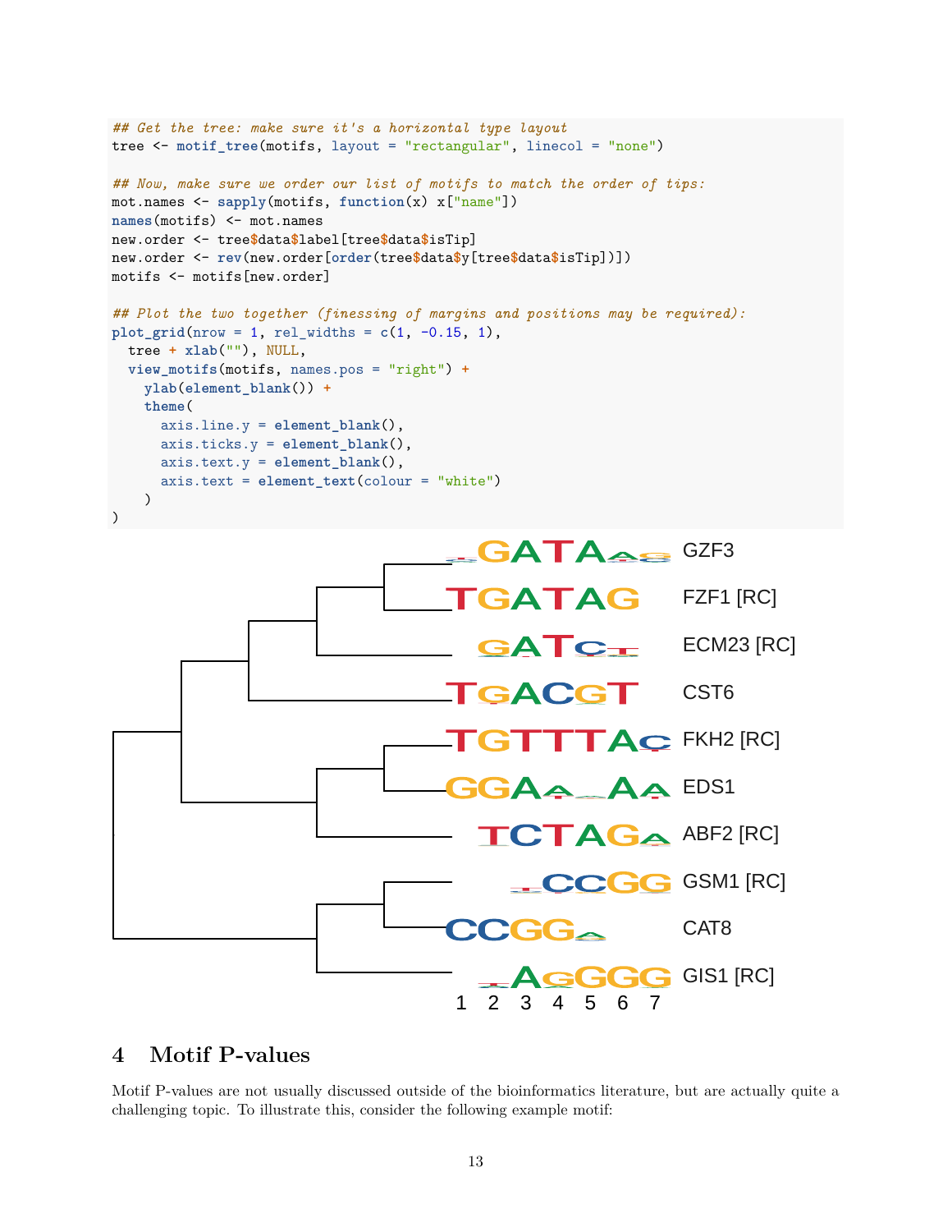```r
## Get the tree: make sure it's a horizontal type layout
tree <- motif_tree(motifs, layout = "rectangular", linecol = "none")

## Now, make sure we order our list of motifs to match the order of tips:
mot.names <- sapply(motifs, function(x) x["name"])
names(motifs) <- mot.names
new.order <- tree$data$label[tree$data$isTip]
new.order <- rev(new.order[order(tree$data$y[tree$data$isTip])])
motifs <- motifs[new.order]

## Plot the two together (finessing of margins and positions may be required):
plot_grid(nrow = 1, rel_widths = c(1, -0.15, 1),
  tree + xlab(""), NULL,
  view_motifs(motifs, names.pos = "right") +
    ylab(element_blank()) +
    theme(
      axis.line.y = element_blank(),
      axis.ticks.y = element_blank(),
      axis.text.y = element_blank(),
      axis.text = element_text(colour = "white")
    )
)
```

## 4 Motif P-values

Motif P-values are not usually discussed outside of the bioinformatics literature, but are actually quite a challenging topic. To illustrate this, consider the following example motif: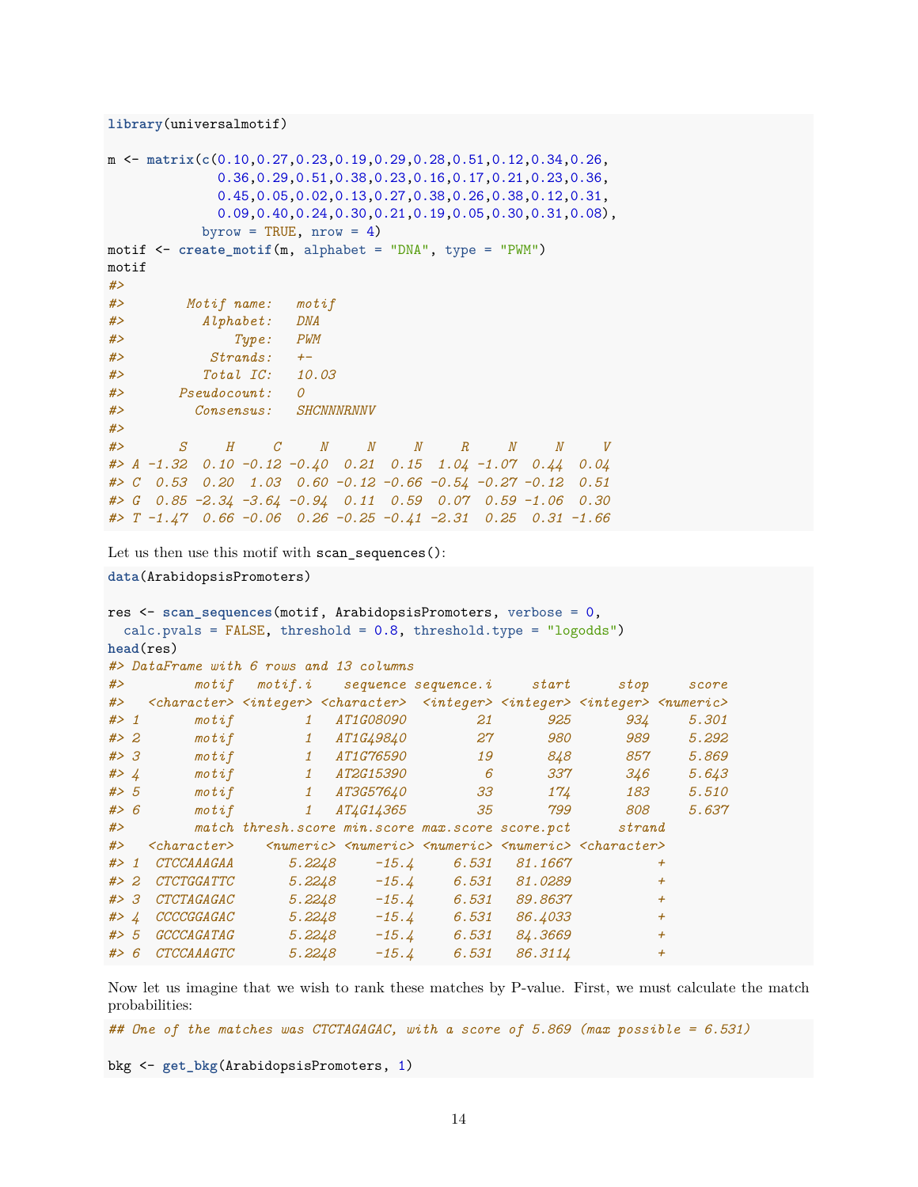```r
library(universalmotif)

m <- matrix(c(0.10,0.27,0.23,0.19,0.29,0.28,0.51,0.12,0.34,0.26,
              0.36,0.29,0.51,0.38,0.23,0.16,0.17,0.21,0.23,0.36,
              0.45,0.05,0.02,0.13,0.27,0.38,0.26,0.38,0.12,0.31,
              0.09,0.40,0.24,0.30,0.21,0.19,0.05,0.30,0.31,0.08),
            byrow = TRUE, nrow = 4)
motif <- create_motif(m, alphabet = "DNA", type = "PWM")
motif
#> 
#>        Motif name:   motif
#>          Alphabet:   DNA
#>              Type:   PWM
#>           Strands:   +-
#>          Total IC:   10.03
#>       Pseudocount:   0
#>         Consensus:   SHCNNNRNNV
#> 
#>       S     H     C     N     N     N     R     N     N     V
#> A -1.32  0.10 -0.12 -0.40  0.21  0.15  1.04 -1.07  0.44  0.04
#> C  0.53  0.20  1.03  0.60 -0.12 -0.66 -0.54 -0.27 -0.12  0.51
#> G  0.85 -2.34 -3.64 -0.94  0.11  0.59  0.07  0.59 -1.06  0.30
#> T -1.47  0.66 -0.06  0.26 -0.25 -0.41 -2.31  0.25  0.31 -1.66
```

Let us then use this motif with `scan_sequences()`:

```r
data(ArabidopsisPromoters)

res <- scan_sequences(motif, ArabidopsisPromoters, verbose = 0,
  calc.pvals = FALSE, threshold = 0.8, threshold.type = "logodds")
head(res)
#> DataFrame with 6 rows and 13 columns
#>         motif   motif.i    sequence sequence.i     start      stop     score
#>   <character> <integer> <character>  <integer> <integer> <integer> <numeric>
#> 1       motif         1   AT1G08090         21       925       934     5.301
#> 2       motif         1   AT1G49840         27       980       989     5.292
#> 3       motif         1   AT1G76590         19       848       857     5.869
#> 4       motif         1   AT2G15390          6       337       346     5.643
#> 5       motif         1   AT3G57640         33       174       183     5.510
#> 6       motif         1   AT4G14365         35       799       808     5.637
#>         match thresh.score min.score max.score score.pct      strand
#>   <character>    <numeric> <numeric> <numeric> <numeric> <character>
#> 1  CTCCAAAGAA       5.2248     -15.4     6.531   81.1667           +
#> 2  CTCTGGATTC       5.2248     -15.4     6.531   81.0289           +
#> 3  CTCTAGAGAC       5.2248     -15.4     6.531   89.8637           +
#> 4  CCCCGGAGAC       5.2248     -15.4     6.531   86.4033           +
#> 5  GCCCAGATAG       5.2248     -15.4     6.531   84.3669           +
#> 6  CTCCAAAGTC       5.2248     -15.4     6.531   86.3114           +
```

Now let us imagine that we wish to rank these matches by P-value. First, we must calculate the match probabilities:

```r
## One of the matches was CTCTAGAGAC, with a score of 5.869 (max possible = 6.531)

bkg <- get_bkg(ArabidopsisPromoters, 1)
```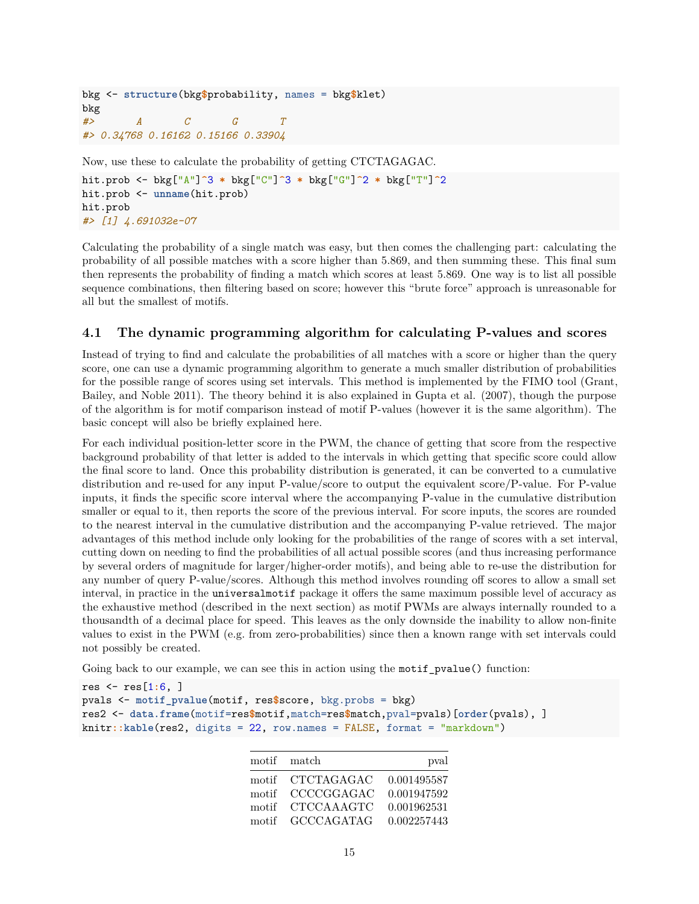```r
bkg <- structure(bkg$probability, names = bkg$klet)
bkg
#>       A       C       G       T 
#> 0.34768 0.16162 0.15166 0.33904
```

Now, use these to calculate the probability of getting CTCTAGAGAC.

```r
hit.prob <- bkg["A"]^3 * bkg["C"]^3 * bkg["G"]^2 * bkg["T"]^2
hit.prob <- unname(hit.prob)
hit.prob
#> [1] 4.691032e-07
```

Calculating the probability of a single match was easy, but then comes the challenging part: calculating the probability of all possible matches with a score higher than 5.869, and then summing these. This final sum then represents the probability of finding a match which scores at least 5.869. One way is to list all possible sequence combinations, then filtering based on score; however this "brute force" approach is unreasonable for all but the smallest of motifs.

## 4.1 The dynamic programming algorithm for calculating P-values and scores

Instead of trying to find and calculate the probabilities of all matches with a score or higher than the query score, one can use a dynamic programming algorithm to generate a much smaller distribution of probabilities for the possible range of scores using set intervals. This method is implemented by the FIMO tool (Grant, Bailey, and Noble 2011). The theory behind it is also explained in Gupta et al. (2007), though the purpose of the algorithm is for motif comparison instead of motif P-values (however it is the same algorithm). The basic concept will also be briefly explained here.

For each individual position-letter score in the PWM, the chance of getting that score from the respective background probability of that letter is added to the intervals in which getting that specific score could allow the final score to land. Once this probability distribution is generated, it can be converted to a cumulative distribution and re-used for any input P-value/score to output the equivalent score/P-value. For P-value inputs, it finds the specific score interval where the accompanying P-value in the cumulative distribution smaller or equal to it, then reports the score of the previous interval. For score inputs, the scores are rounded to the nearest interval in the cumulative distribution and the accompanying P-value retrieved. The major advantages of this method include only looking for the probabilities of the range of scores with a set interval, cutting down on needing to find the probabilities of all actual possible scores (and thus increasing performance by several orders of magnitude for larger/higher-order motifs), and being able to re-use the distribution for any number of query P-value/scores. Although this method involves rounding off scores to allow a small set interval, in practice in the `universalmotif` package it offers the same maximum possible level of accuracy as the exhaustive method (described in the next section) as motif PWMs are always internally rounded to a thousandth of a decimal place for speed. This leaves as the only downside the inability to allow non-finite values to exist in the PWM (e.g. from zero-probabilities) since then a known range with set intervals could not possibly be created.

Going back to our example, we can see this in action using the `motif_pvalue()` function:

```r
res <- res[1:6, ]
pvals <- motif_pvalue(motif, res$score, bkg.probs = bkg)
res2 <- data.frame(motif=res$motif,match=res$match,pval=pvals)[order(pvals), ]
knitr::kable(res2, digits = 22, row.names = FALSE, format = "markdown")
```

| motif | match | pval |
|---|---|---:|
| motif | CTCTAGAGAC | 0.001495587 |
| motif | CCCCGGAGAC | 0.001947592 |
| motif | CTCCAAAGTC | 0.001962531 |
| motif | GCCCAGATAG | 0.002257443 |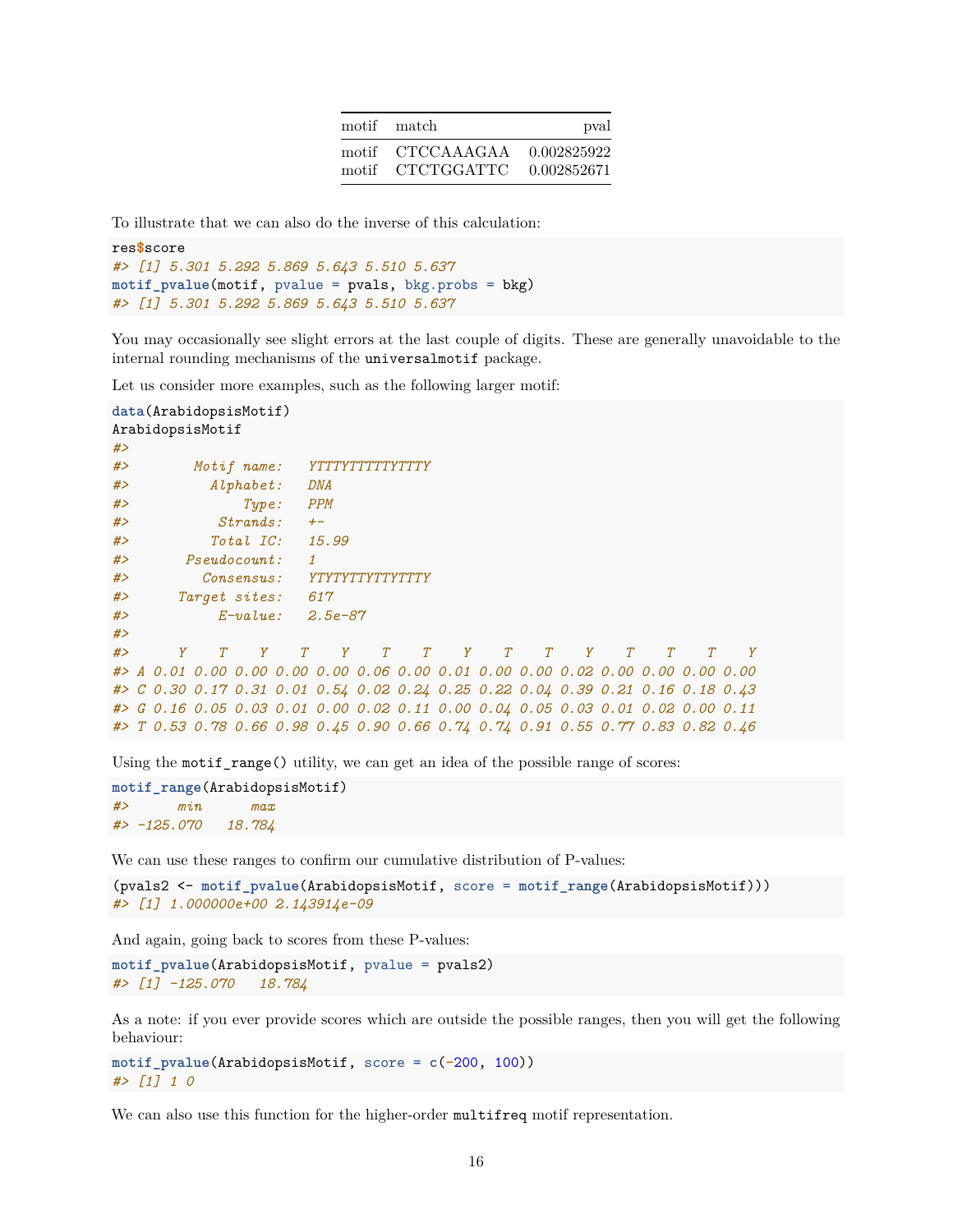| motif | match | pval |
|---|---|---|
| motif | CTCCAAAGAA | 0.002825922 |
| motif | CTCTGGATTC | 0.002852671 |

To illustrate that we can also do the inverse of this calculation:

```
res$score
#> [1] 5.301 5.292 5.869 5.643 5.510 5.637
motif_pvalue(motif, pvalue = pvals, bkg.probs = bkg)
#> [1] 5.301 5.292 5.869 5.643 5.510 5.637
```

You may occasionally see slight errors at the last couple of digits. These are generally unavoidable to the internal rounding mechanisms of the `universalmotif` package.

Let us consider more examples, such as the following larger motif:

```
data(ArabidopsisMotif)
ArabidopsisMotif
#>
#>        Motif name:   YTTTYTTTTTYTTTY
#>          Alphabet:   DNA
#>              Type:   PPM
#>           Strands:   +-
#>          Total IC:   15.99
#>       Pseudocount:   1
#>         Consensus:   YTYTYTTYTTYTTTY
#>      Target sites:   617
#>           E-value:   2.5e-87
#>
#>      Y    T    Y    T    Y    T    T    Y    T    T    Y    T    T    T    Y
#> A 0.01 0.00 0.00 0.00 0.00 0.06 0.00 0.01 0.00 0.00 0.02 0.00 0.00 0.00 0.00
#> C 0.30 0.17 0.31 0.01 0.54 0.02 0.24 0.25 0.22 0.04 0.39 0.21 0.16 0.18 0.43
#> G 0.16 0.05 0.03 0.01 0.00 0.02 0.11 0.00 0.04 0.05 0.03 0.01 0.02 0.00 0.11
#> T 0.53 0.78 0.66 0.98 0.45 0.90 0.66 0.74 0.74 0.91 0.55 0.77 0.83 0.82 0.46
```

Using the `motif_range()` utility, we can get an idea of the possible range of scores:

```
motif_range(ArabidopsisMotif)
#>      min      max
#> -125.070   18.784
```

We can use these ranges to confirm our cumulative distribution of P-values:

```
(pvals2 <- motif_pvalue(ArabidopsisMotif, score = motif_range(ArabidopsisMotif)))
#> [1] 1.000000e+00 2.143914e-09
```

And again, going back to scores from these P-values:

```
motif_pvalue(ArabidopsisMotif, pvalue = pvals2)
#> [1] -125.070   18.784
```

As a note: if you ever provide scores which are outside the possible ranges, then you will get the following behaviour:

```
motif_pvalue(ArabidopsisMotif, score = c(-200, 100))
#> [1] 1 0
```

We can also use this function for the higher-order `multifreq` motif representation.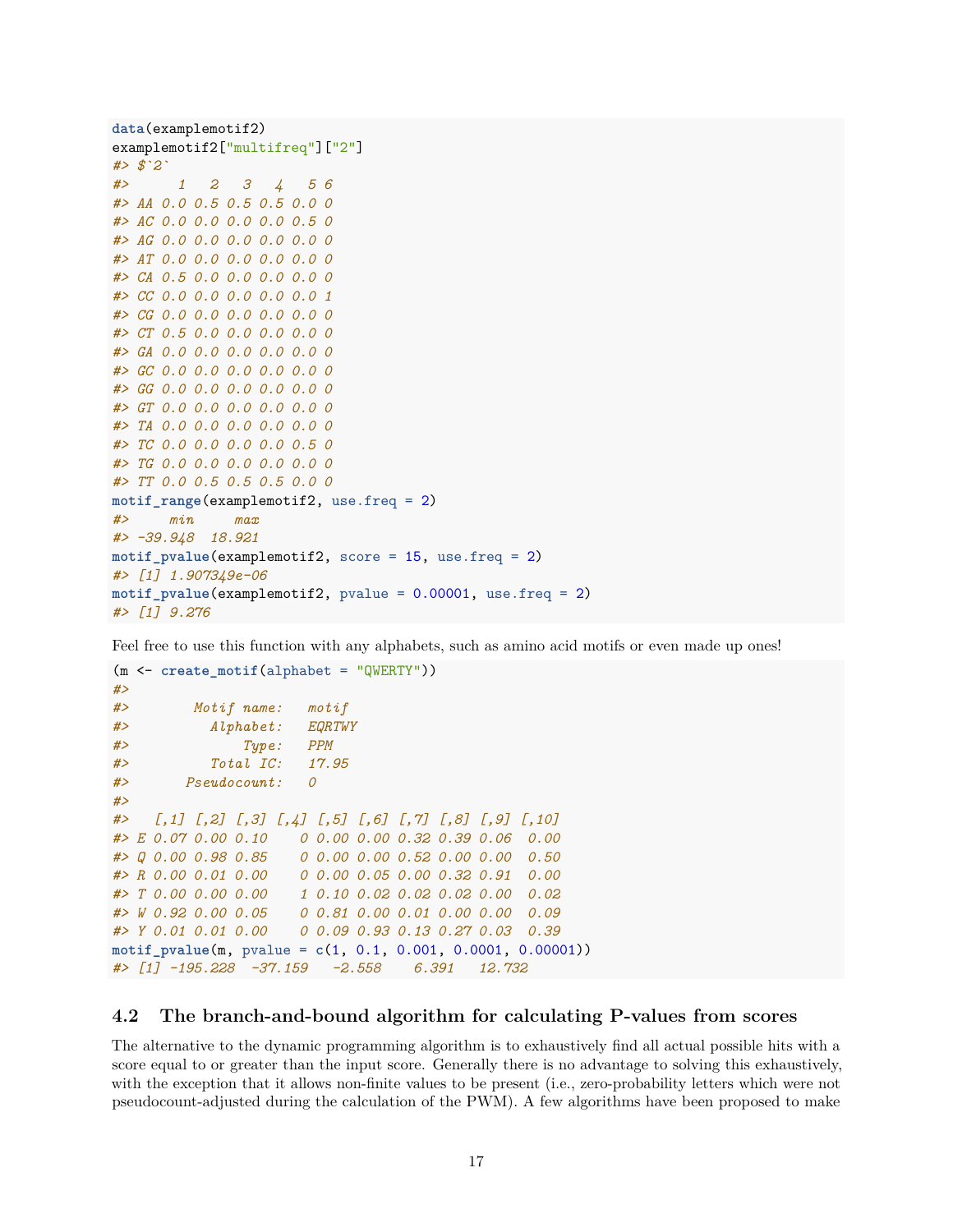```r
data(examplemotif2)
examplemotif2["multifreq"]["2"]
#> $`2`
#>      1   2   3   4   5 6
#> AA 0.0 0.5 0.5 0.5 0.0 0
#> AC 0.0 0.0 0.0 0.0 0.5 0
#> AG 0.0 0.0 0.0 0.0 0.0 0
#> AT 0.0 0.0 0.0 0.0 0.0 0
#> CA 0.5 0.0 0.0 0.0 0.0 0
#> CC 0.0 0.0 0.0 0.0 0.0 1
#> CG 0.0 0.0 0.0 0.0 0.0 0
#> CT 0.5 0.0 0.0 0.0 0.0 0
#> GA 0.0 0.0 0.0 0.0 0.0 0
#> GC 0.0 0.0 0.0 0.0 0.0 0
#> GG 0.0 0.0 0.0 0.0 0.0 0
#> GT 0.0 0.0 0.0 0.0 0.0 0
#> TA 0.0 0.0 0.0 0.0 0.0 0
#> TC 0.0 0.0 0.0 0.0 0.5 0
#> TG 0.0 0.0 0.0 0.0 0.0 0
#> TT 0.0 0.5 0.5 0.5 0.0 0
motif_range(examplemotif2, use.freq = 2)
#>     min     max
#> -39.948  18.921
motif_pvalue(examplemotif2, score = 15, use.freq = 2)
#> [1] 1.907349e-06
motif_pvalue(examplemotif2, pvalue = 0.00001, use.freq = 2)
#> [1] 9.276
```

Feel free to use this function with any alphabets, such as amino acid motifs or even made up ones!

```r
(m <- create_motif(alphabet = "QWERTY"))
#>
#>        Motif name:   motif
#>          Alphabet:   EQRTWY
#>              Type:   PPM
#>          Total IC:   17.95
#>       Pseudocount:   0
#>
#>   [,1] [,2] [,3] [,4] [,5] [,6] [,7] [,8] [,9] [,10]
#> E 0.07 0.00 0.10    0 0.00 0.00 0.32 0.39 0.06  0.00
#> Q 0.00 0.98 0.85    0 0.00 0.00 0.52 0.00 0.00  0.50
#> R 0.00 0.01 0.00    0 0.00 0.05 0.00 0.32 0.91  0.00
#> T 0.00 0.00 0.00    1 0.10 0.02 0.02 0.02 0.00  0.02
#> W 0.92 0.00 0.05    0 0.81 0.00 0.01 0.00 0.00  0.09
#> Y 0.01 0.01 0.00    0 0.09 0.93 0.13 0.27 0.03  0.39
motif_pvalue(m, pvalue = c(1, 0.1, 0.001, 0.0001, 0.00001))
#> [1] -195.228  -37.159   -2.558    6.391   12.732
```

## 4.2 The branch-and-bound algorithm for calculating P-values from scores

The alternative to the dynamic programming algorithm is to exhaustively find all actual possible hits with a score equal to or greater than the input score. Generally there is no advantage to solving this exhaustively, with the exception that it allows non-finite values to be present (i.e., zero-probability letters which were not pseudocount-adjusted during the calculation of the PWM). A few algorithms have been proposed to make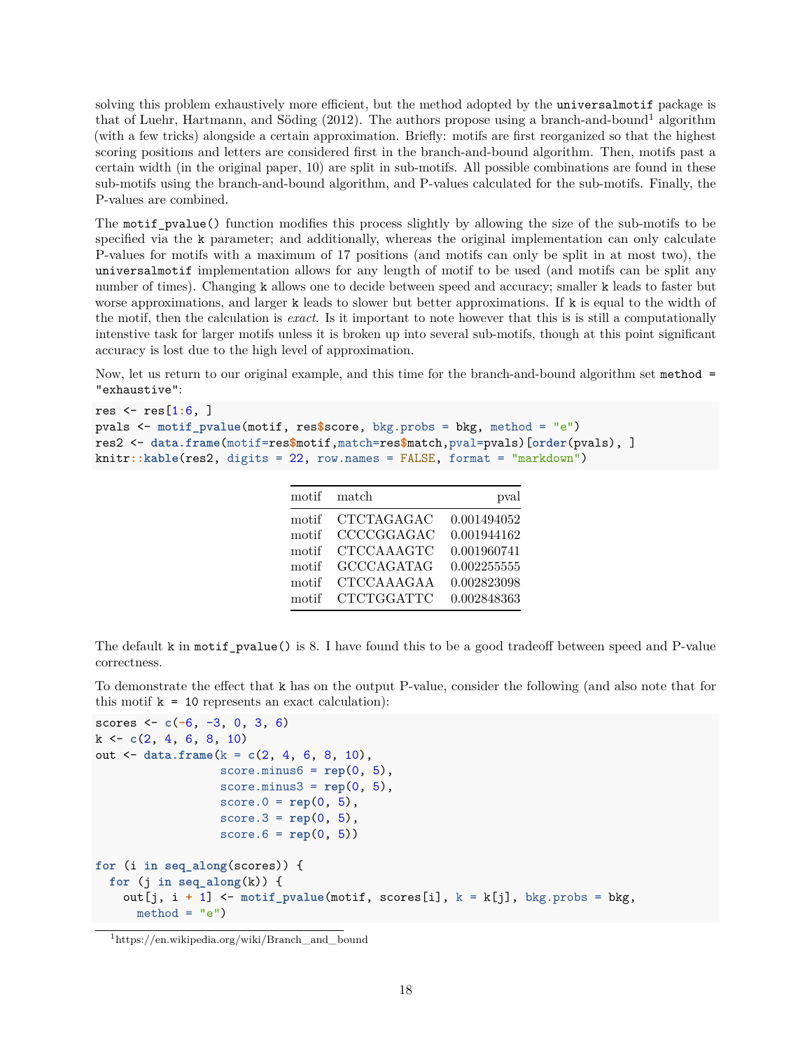solving this problem exhaustively more efficient, but the method adopted by the `universalmotif` package is that of Luehr, Hartmann, and Söding (2012). The authors propose using a branch-and-bound[1] algorithm (with a few tricks) alongside a certain approximation. Briefly: motifs are first reorganized so that the highest scoring positions and letters are considered first in the branch-and-bound algorithm. Then, motifs past a certain width (in the original paper, 10) are split in sub-motifs. All possible combinations are found in these sub-motifs using the branch-and-bound algorithm, and P-values calculated for the sub-motifs. Finally, the P-values are combined.

The `motif_pvalue()` function modifies this process slightly by allowing the size of the sub-motifs to be specified via the `k` parameter; and additionally, whereas the original implementation can only calculate P-values for motifs with a maximum of 17 positions (and motifs can only be split in at most two), the `universalmotif` implementation allows for any length of motif to be used (and motifs can be split any number of times). Changing `k` allows one to decide between speed and accuracy; smaller `k` leads to faster but worse approximations, and larger `k` leads to slower but better approximations. If `k` is equal to the width of the motif, then the calculation is *exact*. Is it important to note however that this is is still a computationally intensive task for larger motifs unless it is broken up into several sub-motifs, though at this point significant accuracy is lost due to the high level of approximation.

Now, let us return to our original example, and this time for the branch-and-bound algorithm set `method = "exhaustive"`:

```
res <- res[1:6, ]
pvals <- motif_pvalue(motif, res$score, bkg.probs = bkg, method = "e")
res2 <- data.frame(motif=res$motif,match=res$match,pval=pvals)[order(pvals), ]
knitr::kable(res2, digits = 22, row.names = FALSE, format = "markdown")
```

| motif | match | pval |
|---|---|---|
| motif | CTCTAGAGAC | 0.001494052 |
| motif | CCCCGGAGAC | 0.001944162 |
| motif | CTCCAAAGTC | 0.001960741 |
| motif | GCCCAGATAG | 0.002255555 |
| motif | CTCCAAAGAA | 0.002823098 |
| motif | CTCTGGATTC | 0.002848363 |

The default `k` in `motif_pvalue()` is 8. I have found this to be a good tradeoff between speed and P-value correctness.

To demonstrate the effect that `k` has on the output P-value, consider the following (and also note that for this motif `k = 10` represents an exact calculation):

```
scores <- c(-6, -3, 0, 3, 6)
k <- c(2, 4, 6, 8, 10)
out <- data.frame(k = c(2, 4, 6, 8, 10),
                  score.minus6 = rep(0, 5),
                  score.minus3 = rep(0, 5),
                  score.0 = rep(0, 5),
                  score.3 = rep(0, 5),
                  score.6 = rep(0, 5))

for (i in seq_along(scores)) {
  for (j in seq_along(k)) {
    out[j, i + 1] <- motif_pvalue(motif, scores[i], k = k[j], bkg.probs = bkg,
      method = "e")
```

[1] https://en.wikipedia.org/wiki/Branch_and_bound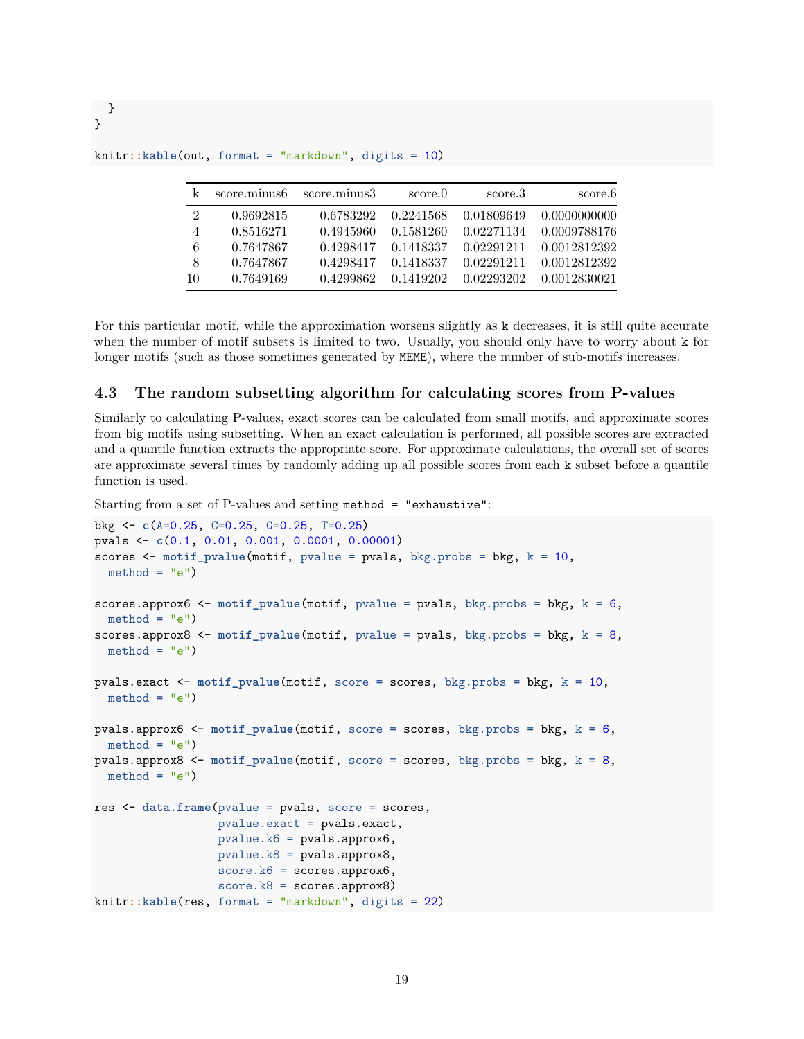```
  }
}

knitr::kable(out, format = "markdown", digits = 10)
```

| k | score.minus6 | score.minus3 | score.0 | score.3 | score.6 |
|---|---|---|---|---|---|
| 2 | 0.9692815 | 0.6783292 | 0.2241568 | 0.01809649 | 0.0000000000 |
| 4 | 0.8516271 | 0.4945960 | 0.1581260 | 0.02271134 | 0.0009788176 |
| 6 | 0.7647867 | 0.4298417 | 0.1418337 | 0.02291211 | 0.0012812392 |
| 8 | 0.7647867 | 0.4298417 | 0.1418337 | 0.02291211 | 0.0012812392 |
| 10 | 0.7649169 | 0.4299862 | 0.1419202 | 0.02293202 | 0.0012830021 |

For this particular motif, while the approximation worsens slightly as `k` decreases, it is still quite accurate when the number of motif subsets is limited to two. Usually, you should only have to worry about `k` for longer motifs (such as those sometimes generated by `MEME`), where the number of sub-motifs increases.

### 4.3 The random subsetting algorithm for calculating scores from P-values

Similarly to calculating P-values, exact scores can be calculated from small motifs, and approximate scores from big motifs using subsetting. When an exact calculation is performed, all possible scores are extracted and a quantile function extracts the appropriate score. For approximate calculations, the overall set of scores are approximate several times by randomly adding up all possible scores from each `k` subset before a quantile function is used.

Starting from a set of P-values and setting `method = "exhaustive"`:

```
bkg <- c(A=0.25, C=0.25, G=0.25, T=0.25)
pvals <- c(0.1, 0.01, 0.001, 0.0001, 0.00001)
scores <- motif_pvalue(motif, pvalue = pvals, bkg.probs = bkg, k = 10,
  method = "e")

scores.approx6 <- motif_pvalue(motif, pvalue = pvals, bkg.probs = bkg, k = 6,
  method = "e")
scores.approx8 <- motif_pvalue(motif, pvalue = pvals, bkg.probs = bkg, k = 8,
  method = "e")

pvals.exact <- motif_pvalue(motif, score = scores, bkg.probs = bkg, k = 10,
  method = "e")

pvals.approx6 <- motif_pvalue(motif, score = scores, bkg.probs = bkg, k = 6,
  method = "e")
pvals.approx8 <- motif_pvalue(motif, score = scores, bkg.probs = bkg, k = 8,
  method = "e")

res <- data.frame(pvalue = pvals, score = scores,
                  pvalue.exact = pvals.exact,
                  pvalue.k6 = pvals.approx6,
                  pvalue.k8 = pvals.approx8,
                  score.k6 = scores.approx6,
                  score.k8 = scores.approx8)
knitr::kable(res, format = "markdown", digits = 22)
```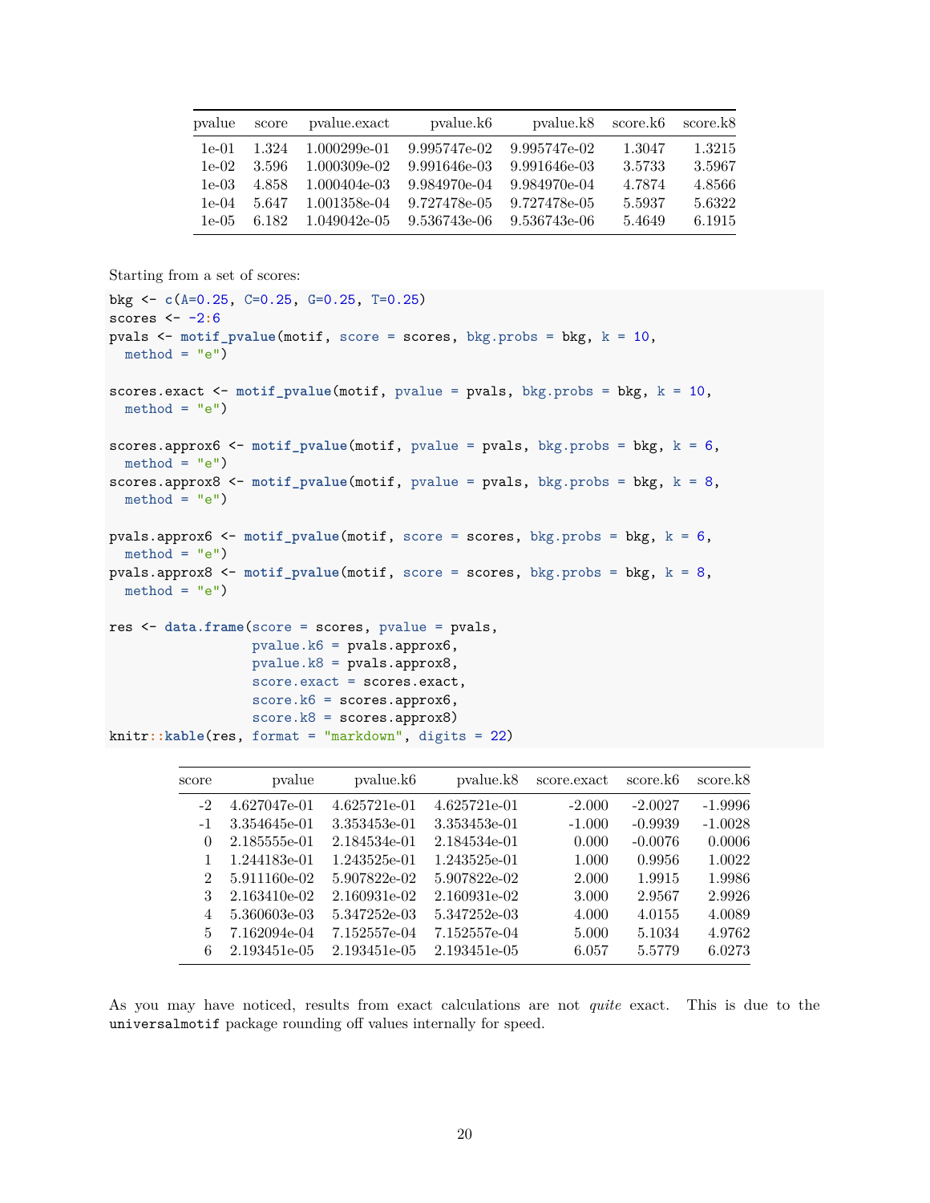| pvalue | score | pvalue.exact | pvalue.k6 | pvalue.k8 | score.k6 | score.k8 |
|---|---|---|---|---|---|---|
| 1e-01 | 1.324 | 1.000299e-01 | 9.995747e-02 | 9.995747e-02 | 1.3047 | 1.3215 |
| 1e-02 | 3.596 | 1.000309e-02 | 9.991646e-03 | 9.991646e-03 | 3.5733 | 3.5967 |
| 1e-03 | 4.858 | 1.000404e-03 | 9.984970e-04 | 9.984970e-04 | 4.7874 | 4.8566 |
| 1e-04 | 5.647 | 1.001358e-04 | 9.727478e-05 | 9.727478e-05 | 5.5937 | 5.6322 |
| 1e-05 | 6.182 | 1.049042e-05 | 9.536743e-06 | 9.536743e-06 | 5.4649 | 6.1915 |

Starting from a set of scores:

```
bkg <- c(A=0.25, C=0.25, G=0.25, T=0.25)
scores <- -2:6
pvals <- motif_pvalue(motif, score = scores, bkg.probs = bkg, k = 10,
  method = "e")

scores.exact <- motif_pvalue(motif, pvalue = pvals, bkg.probs = bkg, k = 10,
  method = "e")

scores.approx6 <- motif_pvalue(motif, pvalue = pvals, bkg.probs = bkg, k = 6,
  method = "e")
scores.approx8 <- motif_pvalue(motif, pvalue = pvals, bkg.probs = bkg, k = 8,
  method = "e")

pvals.approx6 <- motif_pvalue(motif, score = scores, bkg.probs = bkg, k = 6,
  method = "e")
pvals.approx8 <- motif_pvalue(motif, score = scores, bkg.probs = bkg, k = 8,
  method = "e")

res <- data.frame(score = scores, pvalue = pvals,
                  pvalue.k6 = pvals.approx6,
                  pvalue.k8 = pvals.approx8,
                  score.exact = scores.exact,
                  score.k6 = scores.approx6,
                  score.k8 = scores.approx8)
knitr::kable(res, format = "markdown", digits = 22)
```

| score | pvalue | pvalue.k6 | pvalue.k8 | score.exact | score.k6 | score.k8 |
|---|---|---|---|---|---|---|
| -2 | 4.627047e-01 | 4.625721e-01 | 4.625721e-01 | -2.000 | -2.0027 | -1.9996 |
| -1 | 3.354645e-01 | 3.353453e-01 | 3.353453e-01 | -1.000 | -0.9939 | -1.0028 |
| 0 | 2.185555e-01 | 2.184534e-01 | 2.184534e-01 | 0.000 | -0.0076 | 0.0006 |
| 1 | 1.244183e-01 | 1.243525e-01 | 1.243525e-01 | 1.000 | 0.9956 | 1.0022 |
| 2 | 5.911160e-02 | 5.907822e-02 | 5.907822e-02 | 2.000 | 1.9915 | 1.9986 |
| 3 | 2.163410e-02 | 2.160931e-02 | 2.160931e-02 | 3.000 | 2.9567 | 2.9926 |
| 4 | 5.360603e-03 | 5.347252e-03 | 5.347252e-03 | 4.000 | 4.0155 | 4.0089 |
| 5 | 7.162094e-04 | 7.152557e-04 | 7.152557e-04 | 5.000 | 5.1034 | 4.9762 |
| 6 | 2.193451e-05 | 2.193451e-05 | 2.193451e-05 | 6.057 | 5.5779 | 6.0273 |

As you may have noticed, results from exact calculations are not *quite* exact. This is due to the `universalmotif` package rounding off values internally for speed.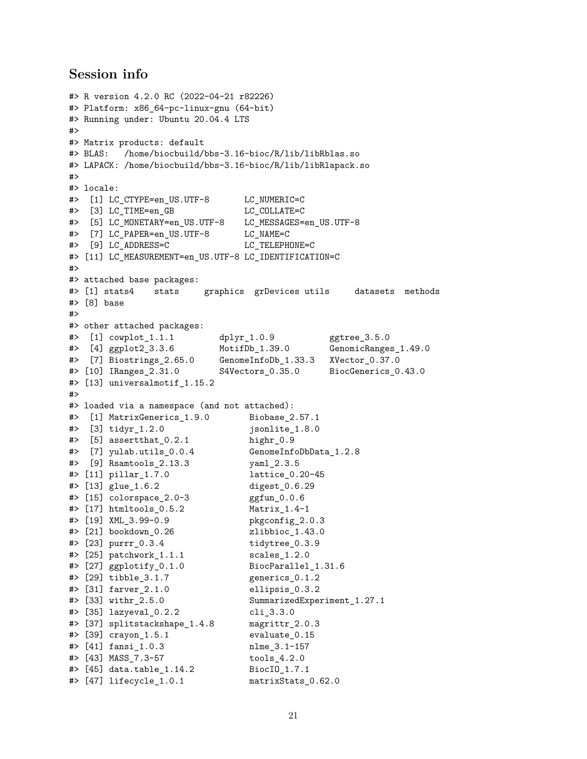## Session info

```
#> R version 4.2.0 RC (2022-04-21 r82226)
#> Platform: x86_64-pc-linux-gnu (64-bit)
#> Running under: Ubuntu 20.04.4 LTS
#>
#> Matrix products: default
#> BLAS:   /home/biocbuild/bbs-3.16-bioc/R/lib/libRblas.so
#> LAPACK: /home/biocbuild/bbs-3.16-bioc/R/lib/libRlapack.so
#>
#> locale:
#>  [1] LC_CTYPE=en_US.UTF-8       LC_NUMERIC=C
#>  [3] LC_TIME=en_GB              LC_COLLATE=C
#>  [5] LC_MONETARY=en_US.UTF-8    LC_MESSAGES=en_US.UTF-8
#>  [7] LC_PAPER=en_US.UTF-8       LC_NAME=C
#>  [9] LC_ADDRESS=C               LC_TELEPHONE=C
#> [11] LC_MEASUREMENT=en_US.UTF-8 LC_IDENTIFICATION=C
#>
#> attached base packages:
#> [1] stats4    stats     graphics  grDevices utils     datasets  methods
#> [8] base
#>
#> other attached packages:
#>  [1] cowplot_1.1.1         dplyr_1.0.9           ggtree_3.5.0
#>  [4] ggplot2_3.3.6         MotifDb_1.39.0        GenomicRanges_1.49.0
#>  [7] Biostrings_2.65.0     GenomeInfoDb_1.33.3   XVector_0.37.0
#> [10] IRanges_2.31.0        S4Vectors_0.35.0      BiocGenerics_0.43.0
#> [13] universalmotif_1.15.2
#>
#> loaded via a namespace (and not attached):
#>  [1] MatrixGenerics_1.9.0        Biobase_2.57.1
#>  [3] tidyr_1.2.0                 jsonlite_1.8.0
#>  [5] assertthat_0.2.1            highr_0.9
#>  [7] yulab.utils_0.0.4           GenomeInfoDbData_1.2.8
#>  [9] Rsamtools_2.13.3            yaml_2.3.5
#> [11] pillar_1.7.0                lattice_0.20-45
#> [13] glue_1.6.2                  digest_0.6.29
#> [15] colorspace_2.0-3            ggfun_0.0.6
#> [17] htmltools_0.5.2             Matrix_1.4-1
#> [19] XML_3.99-0.9                pkgconfig_2.0.3
#> [21] bookdown_0.26               zlibbioc_1.43.0
#> [23] purrr_0.3.4                 tidytree_0.3.9
#> [25] patchwork_1.1.1             scales_1.2.0
#> [27] ggplotify_0.1.0             BiocParallel_1.31.6
#> [29] tibble_3.1.7                generics_0.1.2
#> [31] farver_2.1.0                ellipsis_0.3.2
#> [33] withr_2.5.0                 SummarizedExperiment_1.27.1
#> [35] lazyeval_0.2.2              cli_3.3.0
#> [37] splitstackshape_1.4.8       magrittr_2.0.3
#> [39] crayon_1.5.1                evaluate_0.15
#> [41] fansi_1.0.3                 nlme_3.1-157
#> [43] MASS_7.3-57                 tools_4.2.0
#> [45] data.table_1.14.2           BiocIO_1.7.1
#> [47] lifecycle_1.0.1             matrixStats_0.62.0
```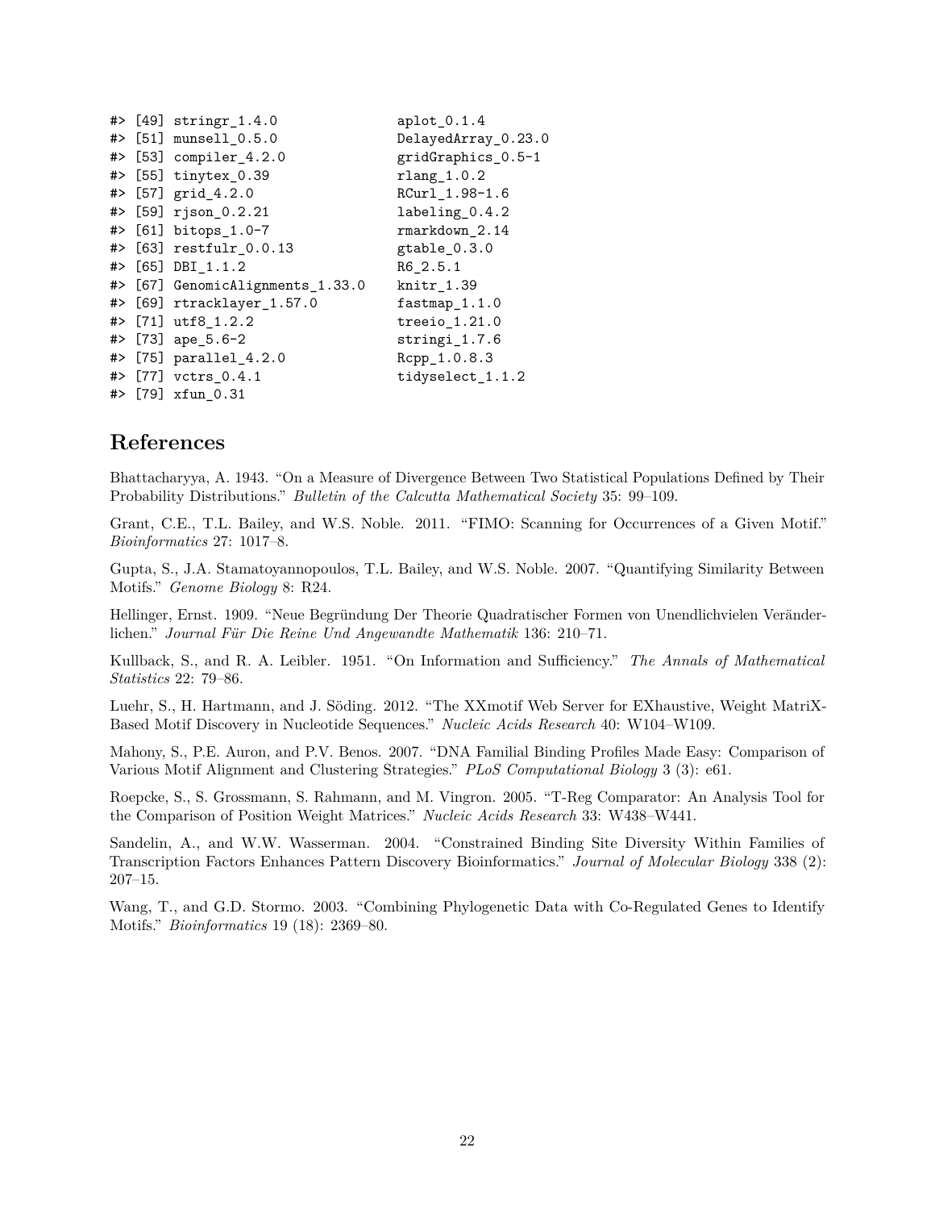```
#> [49] stringr_1.4.0                aplot_0.1.4
#> [51] munsell_0.5.0                DelayedArray_0.23.0
#> [53] compiler_4.2.0               gridGraphics_0.5-1
#> [55] tinytex_0.39                 rlang_1.0.2
#> [57] grid_4.2.0                   RCurl_1.98-1.6
#> [59] rjson_0.2.21                 labeling_0.4.2
#> [61] bitops_1.0-7                 rmarkdown_2.14
#> [63] restfulr_0.0.13              gtable_0.3.0
#> [65] DBI_1.1.2                    R6_2.5.1
#> [67] GenomicAlignments_1.33.0     knitr_1.39
#> [69] rtracklayer_1.57.0           fastmap_1.1.0
#> [71] utf8_1.2.2                   treeio_1.21.0
#> [73] ape_5.6-2                    stringi_1.7.6
#> [75] parallel_4.2.0               Rcpp_1.0.8.3
#> [77] vctrs_0.4.1                  tidyselect_1.1.2
#> [79] xfun_0.31
```

# References

Bhattacharyya, A. 1943. "On a Measure of Divergence Between Two Statistical Populations Defined by Their Probability Distributions." *Bulletin of the Calcutta Mathematical Society* 35: 99–109.

Grant, C.E., T.L. Bailey, and W.S. Noble. 2011. "FIMO: Scanning for Occurrences of a Given Motif." *Bioinformatics* 27: 1017–8.

Gupta, S., J.A. Stamatoyannopoulos, T.L. Bailey, and W.S. Noble. 2007. "Quantifying Similarity Between Motifs." *Genome Biology* 8: R24.

Hellinger, Ernst. 1909. "Neue Begründung Der Theorie Quadratischer Formen von Unendlichvielen Veränderlichen." *Journal Für Die Reine Und Angewandte Mathematik* 136: 210–71.

Kullback, S., and R. A. Leibler. 1951. "On Information and Sufficiency." *The Annals of Mathematical Statistics* 22: 79–86.

Luehr, S., H. Hartmann, and J. Söding. 2012. "The XXmotif Web Server for EXhaustive, Weight MatriX-Based Motif Discovery in Nucleotide Sequences." *Nucleic Acids Research* 40: W104–W109.

Mahony, S., P.E. Auron, and P.V. Benos. 2007. "DNA Familial Binding Profiles Made Easy: Comparison of Various Motif Alignment and Clustering Strategies." *PLoS Computational Biology* 3 (3): e61.

Roepcke, S., S. Grossmann, S. Rahmann, and M. Vingron. 2005. "T-Reg Comparator: An Analysis Tool for the Comparison of Position Weight Matrices." *Nucleic Acids Research* 33: W438–W441.

Sandelin, A., and W.W. Wasserman. 2004. "Constrained Binding Site Diversity Within Families of Transcription Factors Enhances Pattern Discovery Bioinformatics." *Journal of Molecular Biology* 338 (2): 207–15.

Wang, T., and G.D. Stormo. 2003. "Combining Phylogenetic Data with Co-Regulated Genes to Identify Motifs." *Bioinformatics* 19 (18): 2369–80.